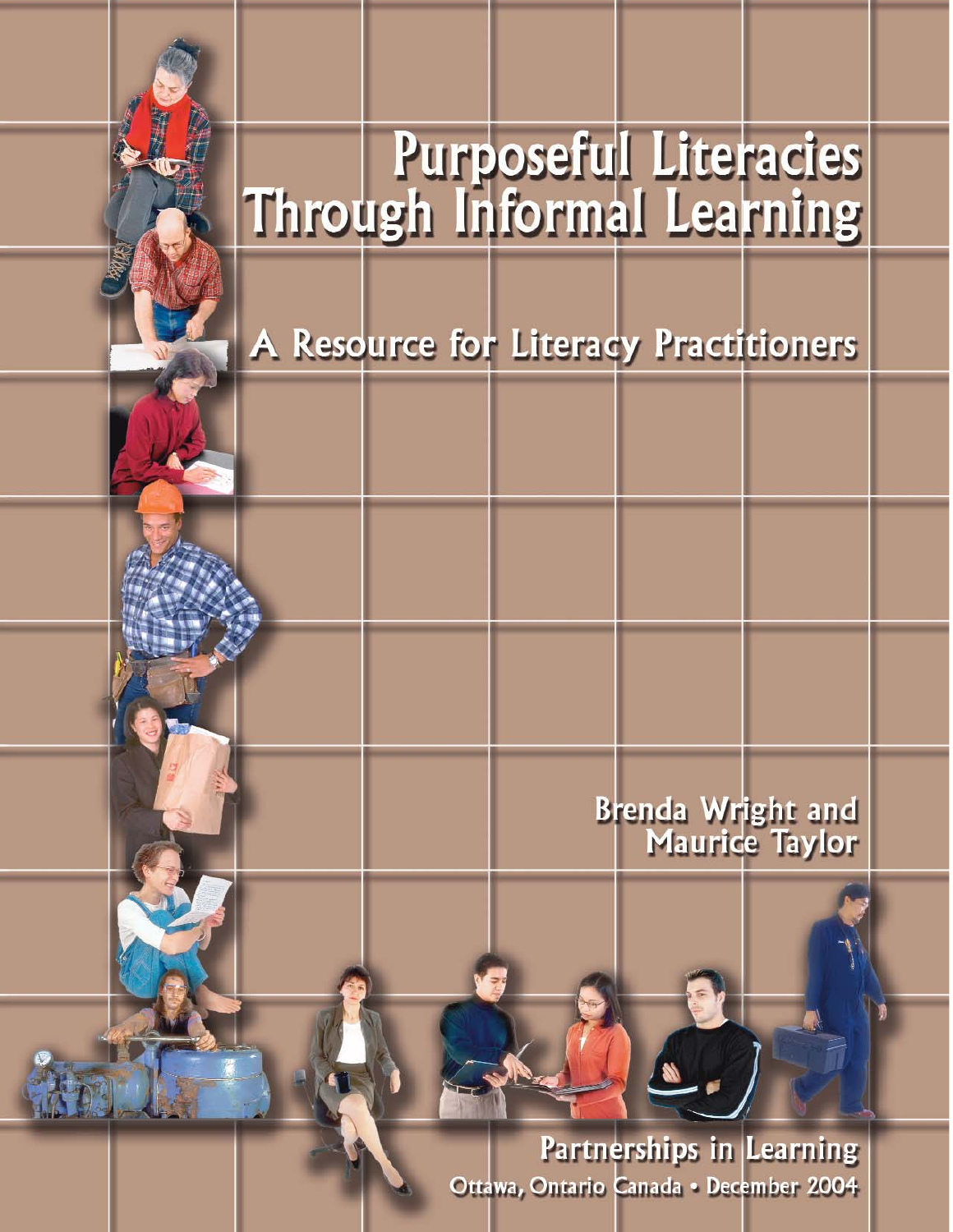# Purposeful Literacies Through Informal Learning

## A Resource for Literacy Practitioners

Brenda Wright and Maurice Taylor

**Partnerships in Learning**

Ottawa, Ontario Canada • December 2004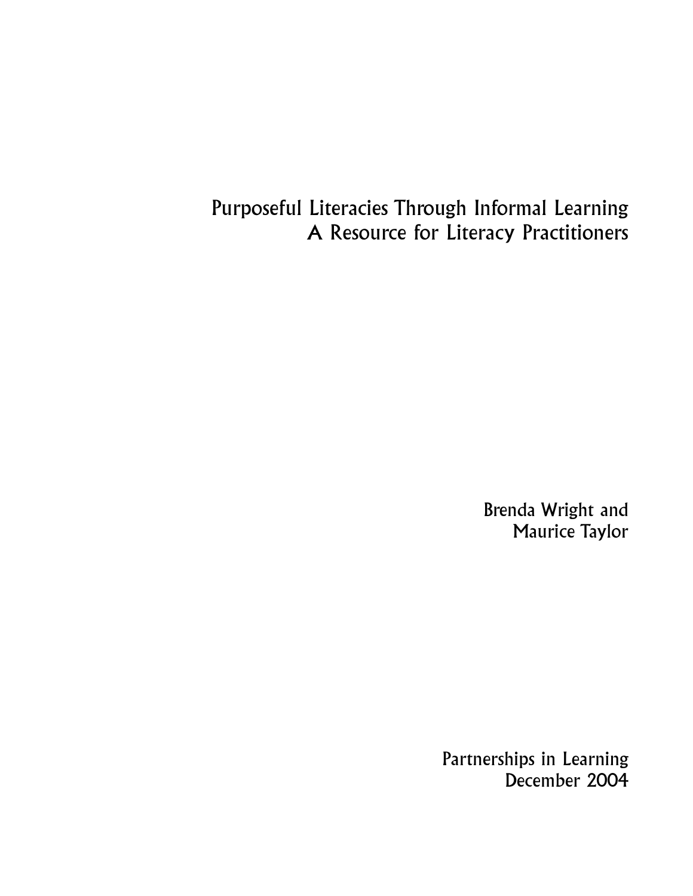# Purposeful Literacies Through Informal Learning
## A Resource for Literacy Practitioners

Brenda Wright and
Maurice Taylor

Partnerships in Learning
December 2004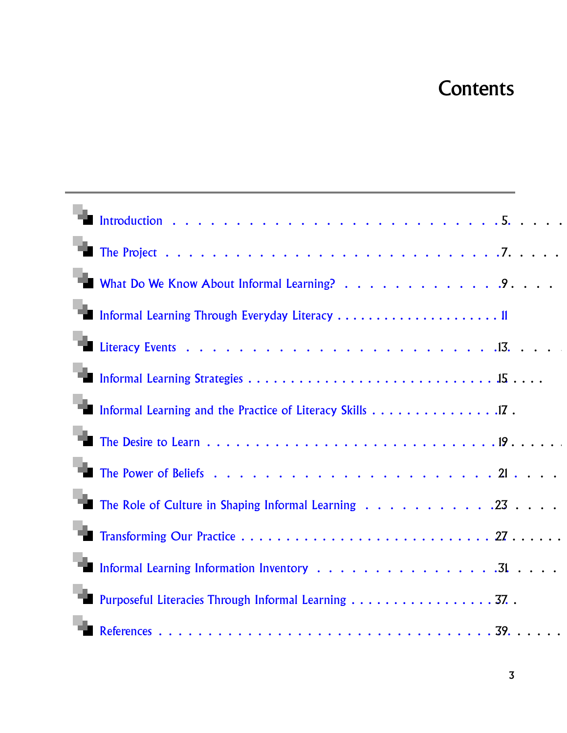# Contents

- Introduction . . . . . . . . . . . . . . . . . . . . . . . . . . . 5
- The Project . . . . . . . . . . . . . . . . . . . . . . . . . . . 7
- What Do We Know About Informal Learning? . . . . . . . . . . . . 9
- Informal Learning Through Everyday Literacy . . . . . . . . . . . 11
- Literacy Events . . . . . . . . . . . . . . . . . . . . . . . . . 13
- Informal Learning Strategies . . . . . . . . . . . . . . . . . . 15
- Informal Learning and the Practice of Literacy Skills . . . . . . 17
- The Desire to Learn . . . . . . . . . . . . . . . . . . . . . . . 19
- The Power of Beliefs . . . . . . . . . . . . . . . . . . . . . . 21
- The Role of Culture in Shaping Informal Learning . . . . . . . . . 23
- Transforming Our Practice . . . . . . . . . . . . . . . . . . . . 27
- Informal Learning Information Inventory . . . . . . . . . . . . . 31
- Purposeful Literacies Through Informal Learning . . . . . . . . . 37
- References . . . . . . . . . . . . . . . . . . . . . . . . . . . 39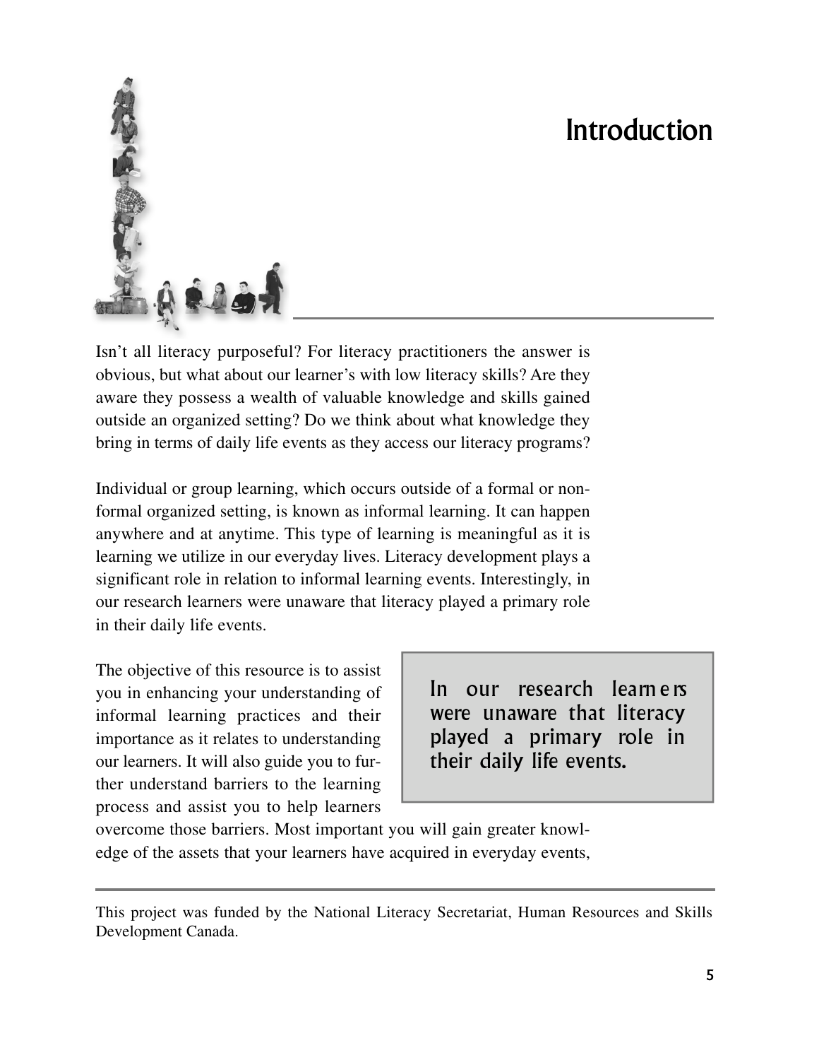# Introduction

Isn't all literacy purposeful? For literacy practitioners the answer is obvious, but what about our learner's with low literacy skills? Are they aware they possess a wealth of valuable knowledge and skills gained outside an organized setting? Do we think about what knowledge they bring in terms of daily life events as they access our literacy programs?

Individual or group learning, which occurs outside of a formal or non-formal organized setting, is known as informal learning. It can happen anywhere and at anytime. This type of learning is meaningful as it is learning we utilize in our everyday lives. Literacy development plays a significant role in relation to informal learning events. Interestingly, in our research learners were unaware that literacy played a primary role in their daily life events.

> In our research learners were unaware that literacy played a primary role in their daily life events.

The objective of this resource is to assist you in enhancing your understanding of informal learning practices and their importance as it relates to understanding our learners. It will also guide you to further understand barriers to the learning process and assist you to help learners overcome those barriers. Most important you will gain greater knowledge of the assets that your learners have acquired in everyday events,

---

This project was funded by the National Literacy Secretariat, Human Resources and Skills Development Canada.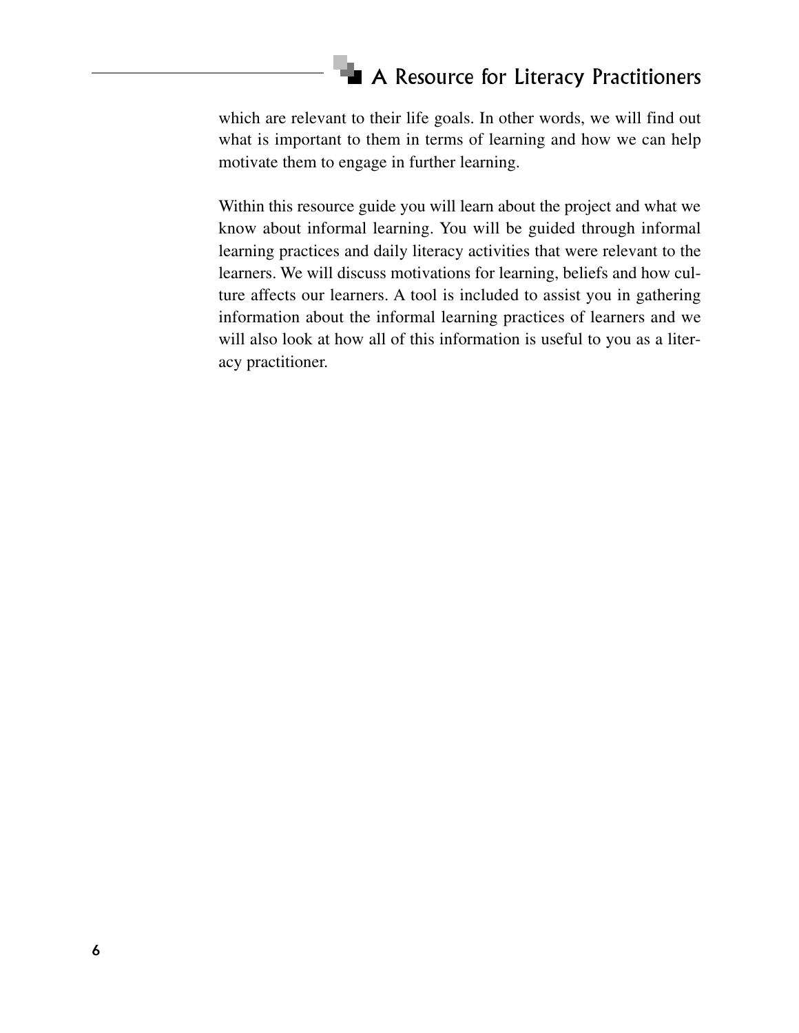which are relevant to their life goals. In other words, we will find out what is important to them in terms of learning and how we can help motivate them to engage in further learning.

Within this resource guide you will learn about the project and what we know about informal learning. You will be guided through informal learning practices and daily literacy activities that were relevant to the learners. We will discuss motivations for learning, beliefs and how culture affects our learners. A tool is included to assist you in gathering information about the informal learning practices of learners and we will also look at how all of this information is useful to you as a literacy practitioner.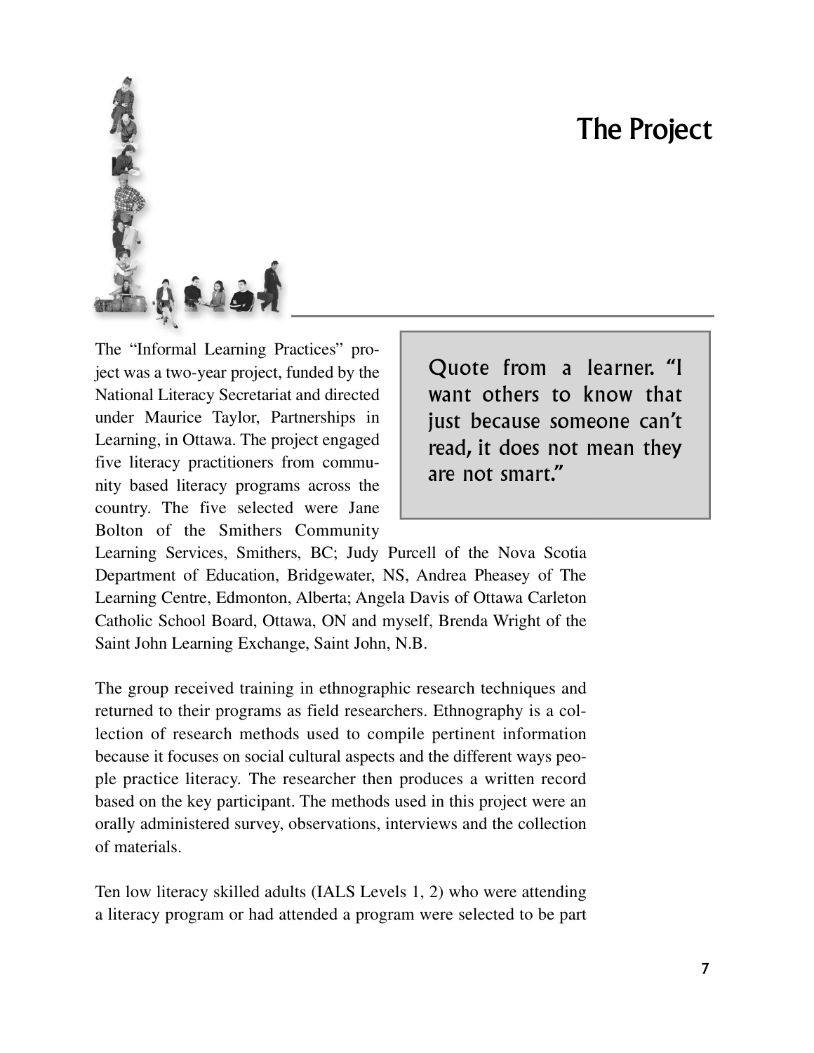# The Project

The "Informal Learning Practices" project was a two-year project, funded by the National Literacy Secretariat and directed under Maurice Taylor, Partnerships in Learning, in Ottawa. The project engaged five literacy practitioners from community based literacy programs across the country. The five selected were Jane Bolton of the Smithers Community Learning Services, Smithers, BC; Judy Purcell of the Nova Scotia Department of Education, Bridgewater, NS, Andrea Pheasey of The Learning Centre, Edmonton, Alberta; Angela Davis of Ottawa Carleton Catholic School Board, Ottawa, ON and myself, Brenda Wright of the Saint John Learning Exchange, Saint John, N.B.

> Quote from a learner. "I want others to know that just because someone can't read, it does not mean they are not smart."

The group received training in ethnographic research techniques and returned to their programs as field researchers. Ethnography is a collection of research methods used to compile pertinent information because it focuses on social cultural aspects and the different ways people practice literacy. The researcher then produces a written record based on the key participant. The methods used in this project were an orally administered survey, observations, interviews and the collection of materials.

Ten low literacy skilled adults (IALS Levels 1, 2) who were attending a literacy program or had attended a program were selected to be part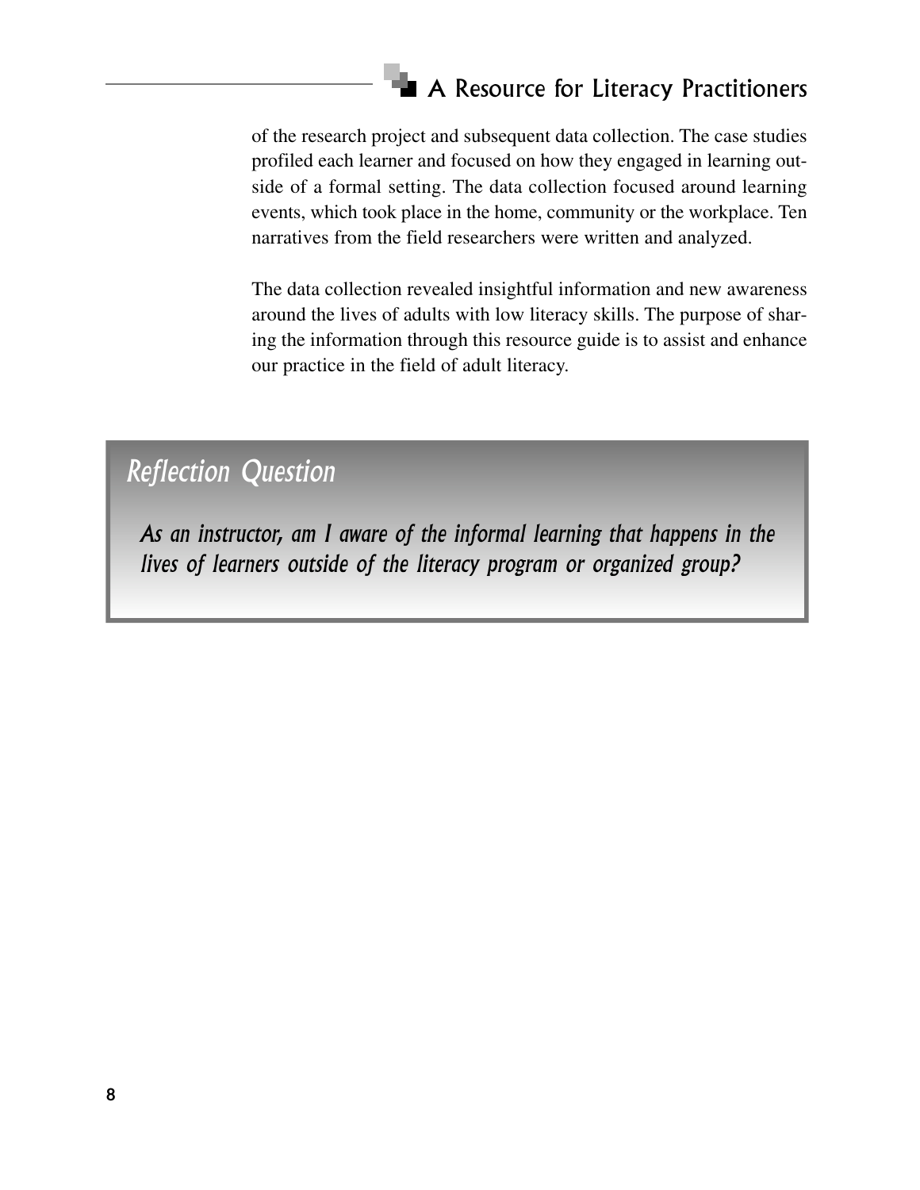of the research project and subsequent data collection. The case studies profiled each learner and focused on how they engaged in learning outside of a formal setting. The data collection focused around learning events, which took place in the home, community or the workplace. Ten narratives from the field researchers were written and analyzed.

The data collection revealed insightful information and new awareness around the lives of adults with low literacy skills. The purpose of sharing the information through this resource guide is to assist and enhance our practice in the field of adult literacy.

### *Reflection Question*

***As an instructor, am I aware of the informal learning that happens in the lives of learners outside of the literacy program or organized group?***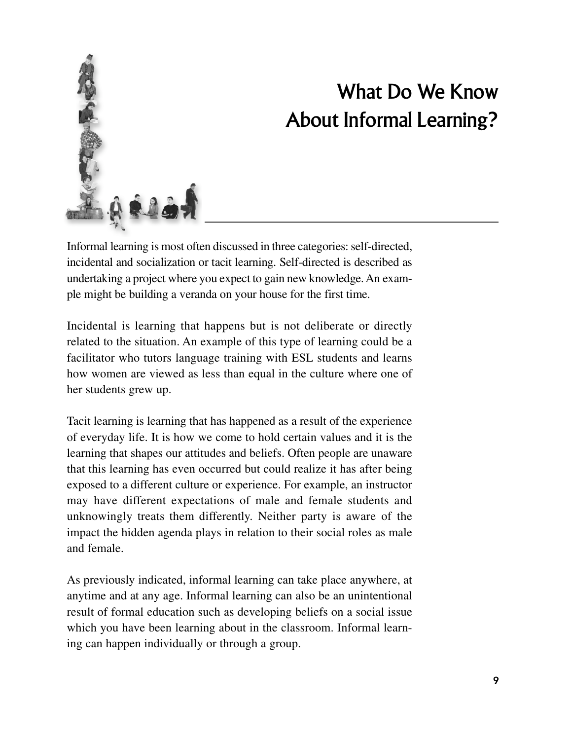# What Do We Know About Informal Learning?

Informal learning is most often discussed in three categories: self-directed, incidental and socialization or tacit learning. Self-directed is described as undertaking a project where you expect to gain new knowledge. An example might be building a veranda on your house for the first time.

Incidental is learning that happens but is not deliberate or directly related to the situation. An example of this type of learning could be a facilitator who tutors language training with ESL students and learns how women are viewed as less than equal in the culture where one of her students grew up.

Tacit learning is learning that has happened as a result of the experience of everyday life. It is how we come to hold certain values and it is the learning that shapes our attitudes and beliefs. Often people are unaware that this learning has even occurred but could realize it has after being exposed to a different culture or experience. For example, an instructor may have different expectations of male and female students and unknowingly treats them differently. Neither party is aware of the impact the hidden agenda plays in relation to their social roles as male and female.

As previously indicated, informal learning can take place anywhere, at anytime and at any age. Informal learning can also be an unintentional result of formal education such as developing beliefs on a social issue which you have been learning about in the classroom. Informal learning can happen individually or through a group.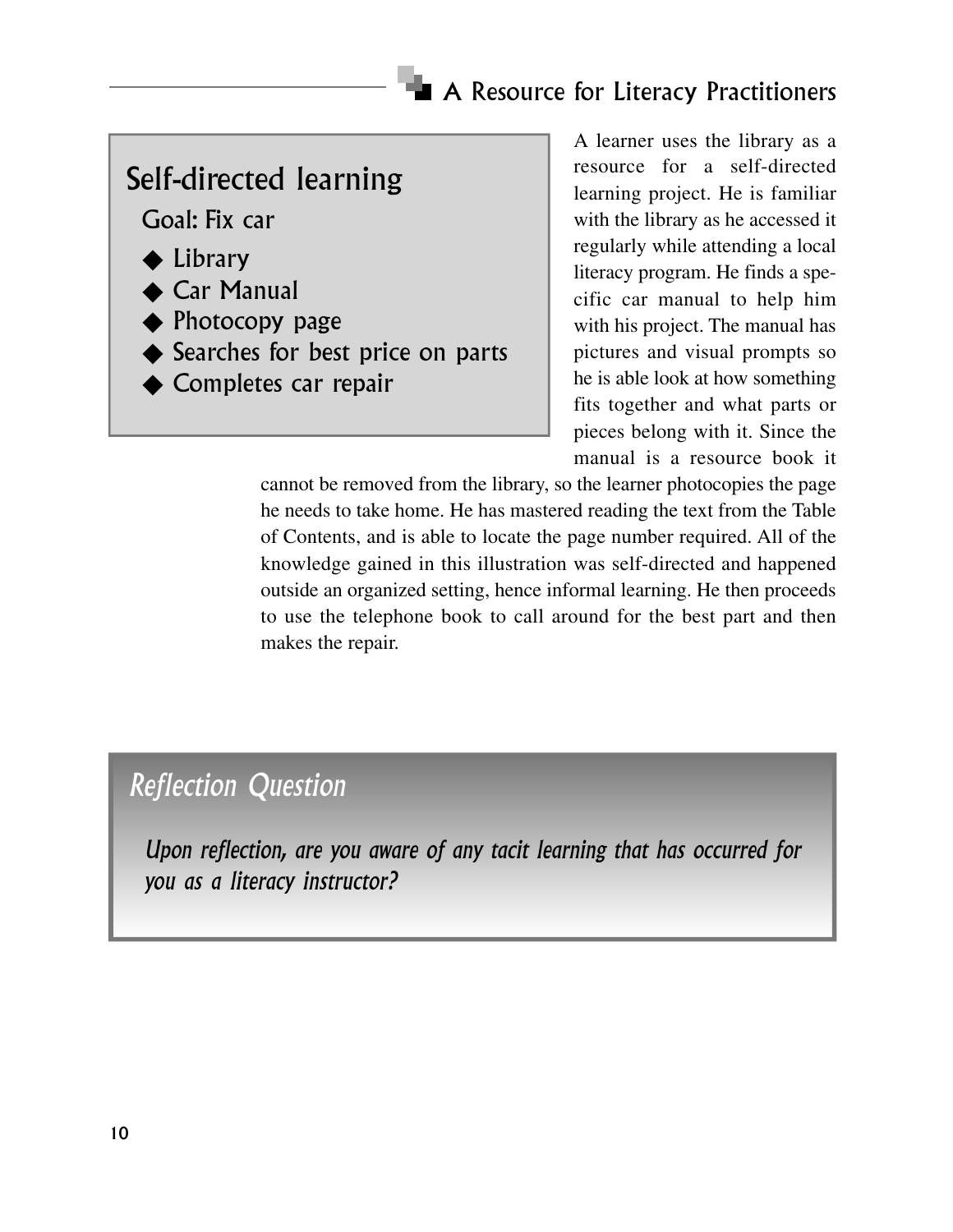## Self-directed learning

**Goal: Fix car**

- Library
- Car Manual
- Photocopy page
- Searches for best price on parts
- Completes car repair

A learner uses the library as a resource for a self-directed learning project. He is familiar with the library as he accessed it regularly while attending a local literacy program. He finds a specific car manual to help him with his project. The manual has pictures and visual prompts so he is able look at how something fits together and what parts or pieces belong with it. Since the manual is a resource book it cannot be removed from the library, so the learner photocopies the page he needs to take home. He has mastered reading the text from the Table of Contents, and is able to locate the page number required. All of the knowledge gained in this illustration was self-directed and happened outside an organized setting, hence informal learning. He then proceeds to use the telephone book to call around for the best part and then makes the repair.

### *Reflection Question*

*Upon reflection, are you aware of any tacit learning that has occurred for you as a literacy instructor?*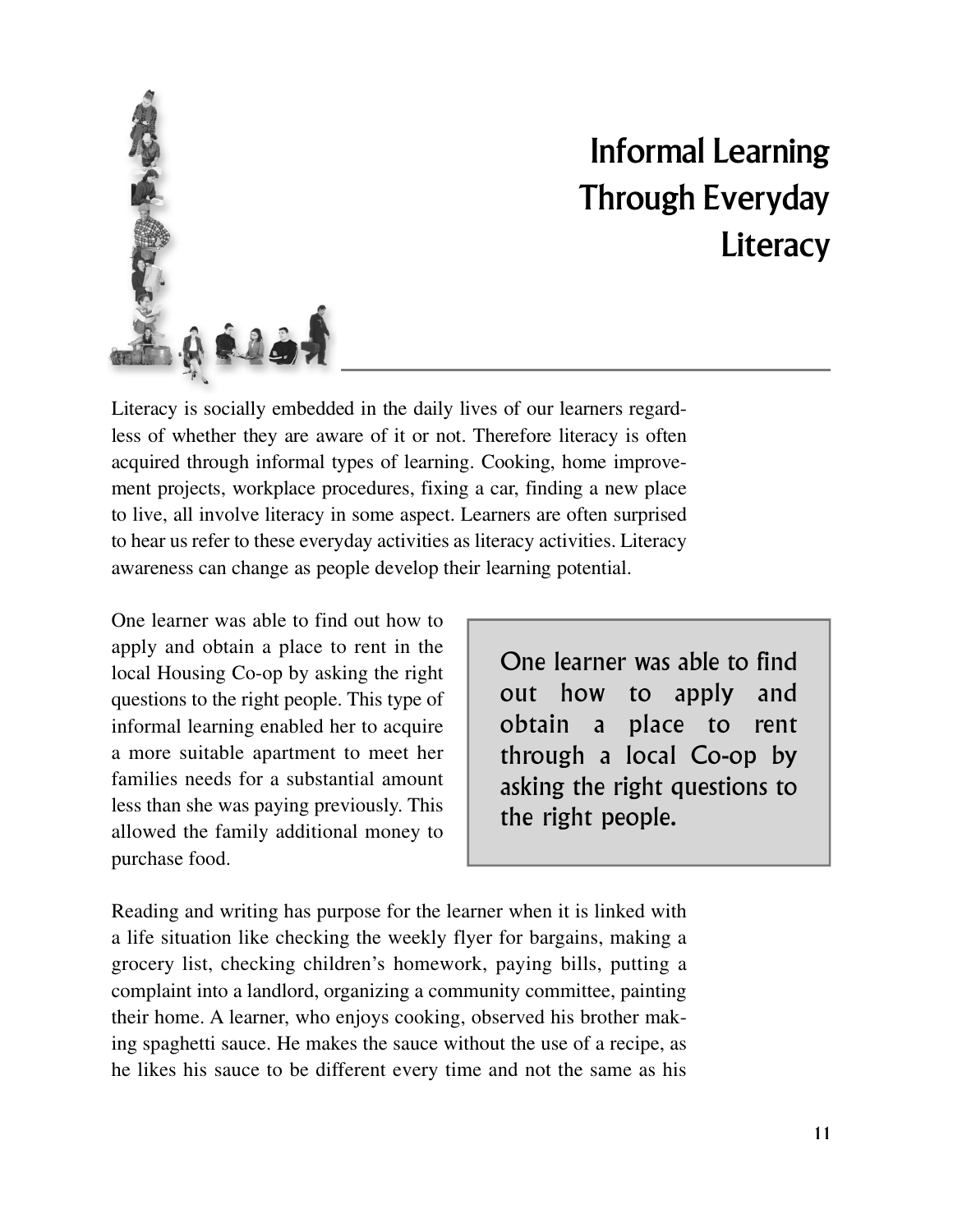# Informal Learning Through Everyday Literacy

Literacy is socially embedded in the daily lives of our learners regardless of whether they are aware of it or not. Therefore literacy is often acquired through informal types of learning. Cooking, home improvement projects, workplace procedures, fixing a car, finding a new place to live, all involve literacy in some aspect. Learners are often surprised to hear us refer to these everyday activities as literacy activities. Literacy awareness can change as people develop their learning potential.

One learner was able to find out how to apply and obtain a place to rent in the local Housing Co-op by asking the right questions to the right people. This type of informal learning enabled her to acquire a more suitable apartment to meet her families needs for a substantial amount less than she was paying previously. This allowed the family additional money to purchase food.

> One learner was able to find out how to apply and obtain a place to rent through a local Co-op by asking the right questions to the right people.

Reading and writing has purpose for the learner when it is linked with a life situation like checking the weekly flyer for bargains, making a grocery list, checking children's homework, paying bills, putting a complaint into a landlord, organizing a community committee, painting their home. A learner, who enjoys cooking, observed his brother making spaghetti sauce. He makes the sauce without the use of a recipe, as he likes his sauce to be different every time and not the same as his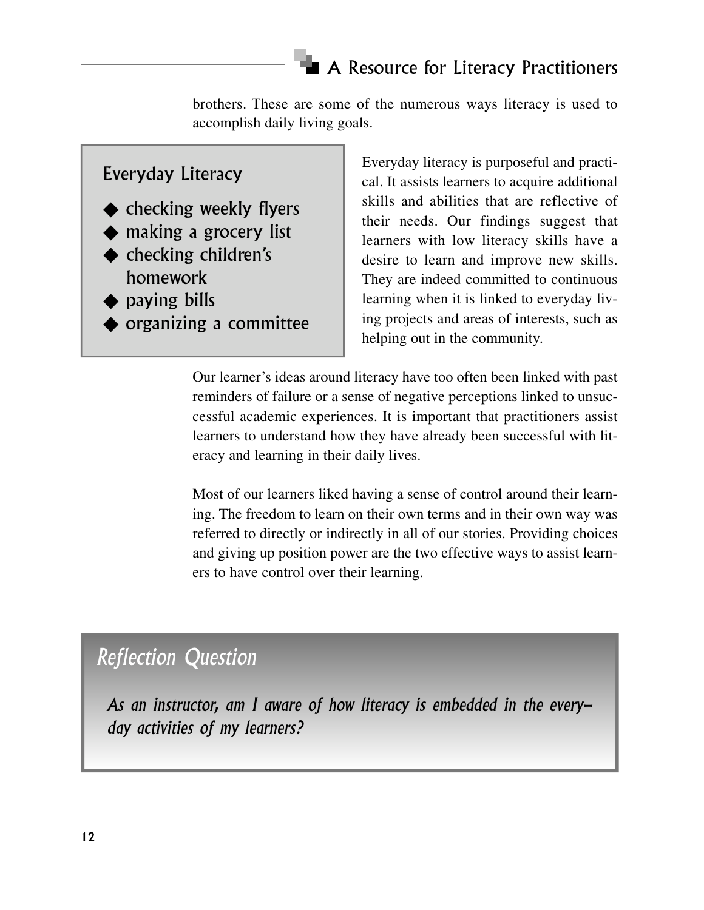brothers. These are some of the numerous ways literacy is used to accomplish daily living goals.

### Everyday Literacy

- checking weekly flyers
- making a grocery list
- checking children's homework
- paying bills
- organizing a committee

Everyday literacy is purposeful and practical. It assists learners to acquire additional skills and abilities that are reflective of their needs. Our findings suggest that learners with low literacy skills have a desire to learn and improve new skills. They are indeed committed to continuous learning when it is linked to everyday living projects and areas of interests, such as helping out in the community.

Our learner's ideas around literacy have too often been linked with past reminders of failure or a sense of negative perceptions linked to unsuccessful academic experiences. It is important that practitioners assist learners to understand how they have already been successful with literacy and learning in their daily lives.

Most of our learners liked having a sense of control around their learning. The freedom to learn on their own terms and in their own way was referred to directly or indirectly in all of our stories. Providing choices and giving up position power are the two effective ways to assist learners to have control over their learning.

## *Reflection Question*

***As an instructor, am I aware of how literacy is embedded in the every-day activities of my learners?***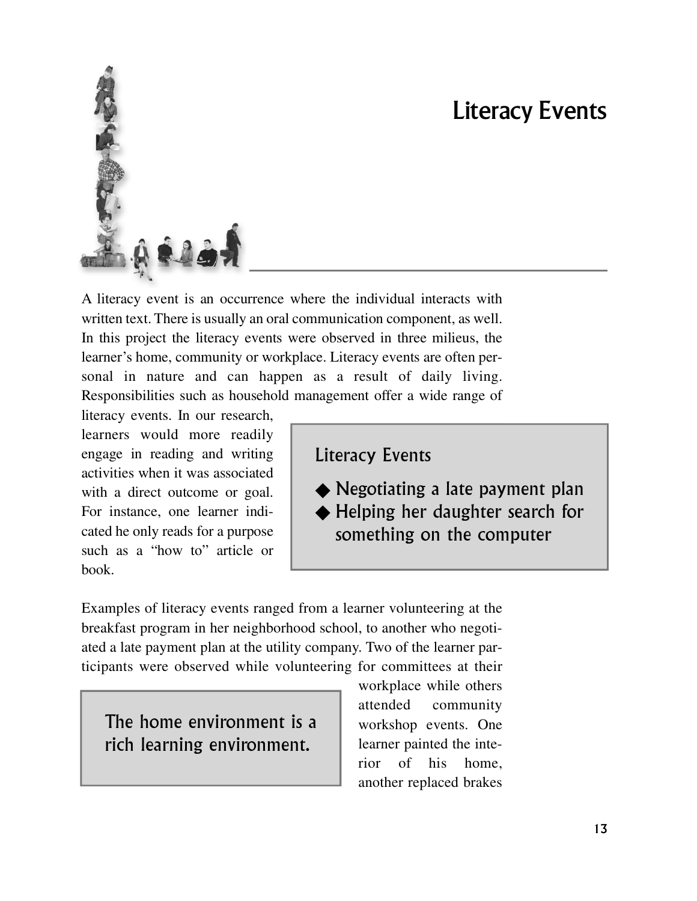# Literacy Events

A literacy event is an occurrence where the individual interacts with written text. There is usually an oral communication component, as well. In this project the literacy events were observed in three milieus, the learner's home, community or workplace. Literacy events are often personal in nature and can happen as a result of daily living. Responsibilities such as household management offer a wide range of literacy events. In our research, learners would more readily engage in reading and writing activities when it was associated with a direct outcome or goal. For instance, one learner indicated he only reads for a purpose such as a "how to" article or book.

> **Literacy Events**
>
> - Negotiating a late payment plan
> - Helping her daughter search for something on the computer

Examples of literacy events ranged from a learner volunteering at the breakfast program in her neighborhood school, to another who negotiated a late payment plan at the utility company. Two of the learner participants were observed while volunteering for committees at their workplace while others attended community workshop events. One learner painted the interior of his home, another replaced brakes

> The home environment is a rich learning environment.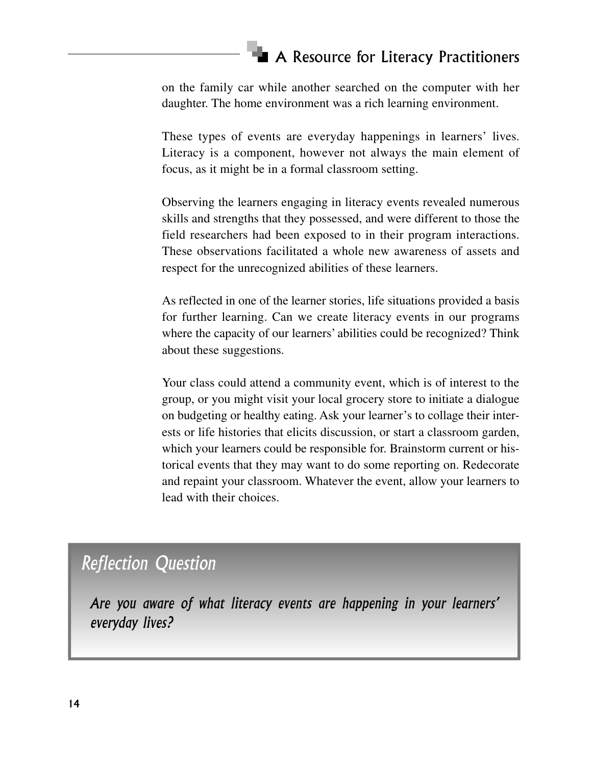on the family car while another searched on the computer with her daughter. The home environment was a rich learning environment.

These types of events are everyday happenings in learners' lives. Literacy is a component, however not always the main element of focus, as it might be in a formal classroom setting.

Observing the learners engaging in literacy events revealed numerous skills and strengths that they possessed, and were different to those the field researchers had been exposed to in their program interactions. These observations facilitated a whole new awareness of assets and respect for the unrecognized abilities of these learners.

As reflected in one of the learner stories, life situations provided a basis for further learning. Can we create literacy events in our programs where the capacity of our learners' abilities could be recognized? Think about these suggestions.

Your class could attend a community event, which is of interest to the group, or you might visit your local grocery store to initiate a dialogue on budgeting or healthy eating. Ask your learner's to collage their interests or life histories that elicits discussion, or start a classroom garden, which your learners could be responsible for. Brainstorm current or historical events that they may want to do some reporting on. Redecorate and repaint your classroom. Whatever the event, allow your learners to lead with their choices.

## *Reflection Question*

***Are you aware of what literacy events are happening in your learners' everyday lives?***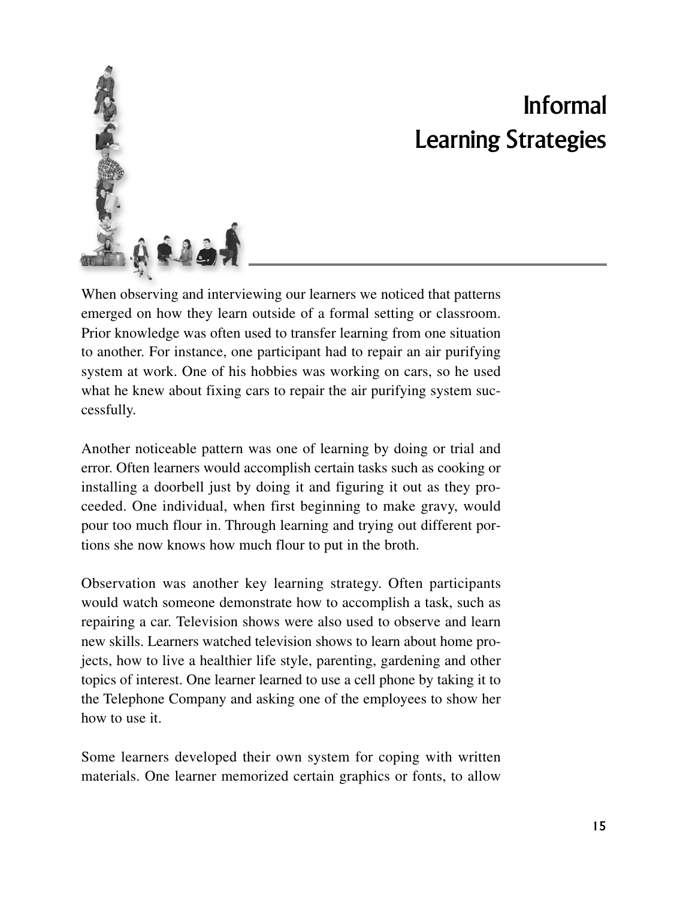# Informal Learning Strategies

When observing and interviewing our learners we noticed that patterns emerged on how they learn outside of a formal setting or classroom. Prior knowledge was often used to transfer learning from one situation to another. For instance, one participant had to repair an air purifying system at work. One of his hobbies was working on cars, so he used what he knew about fixing cars to repair the air purifying system successfully.

Another noticeable pattern was one of learning by doing or trial and error. Often learners would accomplish certain tasks such as cooking or installing a doorbell just by doing it and figuring it out as they proceeded. One individual, when first beginning to make gravy, would pour too much flour in. Through learning and trying out different portions she now knows how much flour to put in the broth.

Observation was another key learning strategy. Often participants would watch someone demonstrate how to accomplish a task, such as repairing a car. Television shows were also used to observe and learn new skills. Learners watched television shows to learn about home projects, how to live a healthier life style, parenting, gardening and other topics of interest. One learner learned to use a cell phone by taking it to the Telephone Company and asking one of the employees to show her how to use it.

Some learners developed their own system for coping with written materials. One learner memorized certain graphics or fonts, to allow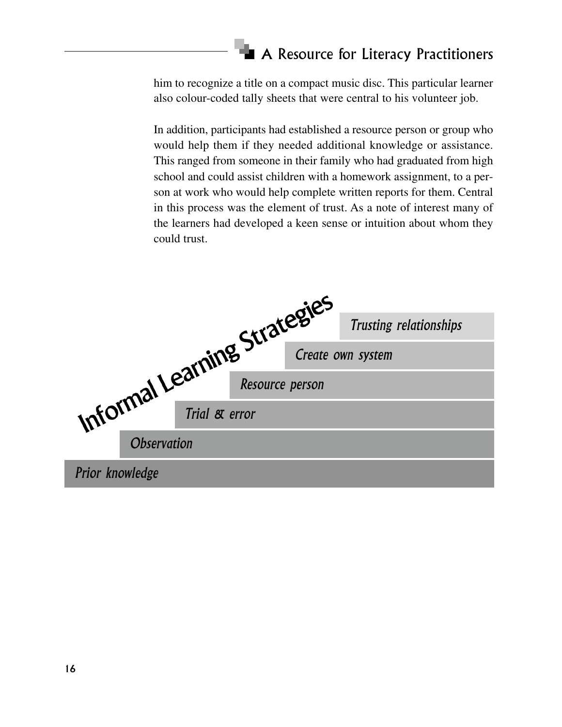him to recognize a title on a compact music disc. This particular learner also colour-coded tally sheets that were central to his volunteer job.

In addition, participants had established a resource person or group who would help them if they needed additional knowledge or assistance. This ranged from someone in their family who had graduated from high school and could assist children with a homework assignment, to a person at work who would help complete written reports for them. Central in this process was the element of trust. As a note of interest many of the learners had developed a keen sense or intuition about whom they could trust.

**Informal Learning Strategies**

- *Trusting relationships*
- *Create own system*
- *Resource person*
- *Trial & error*
- *Observation*
- *Prior knowledge*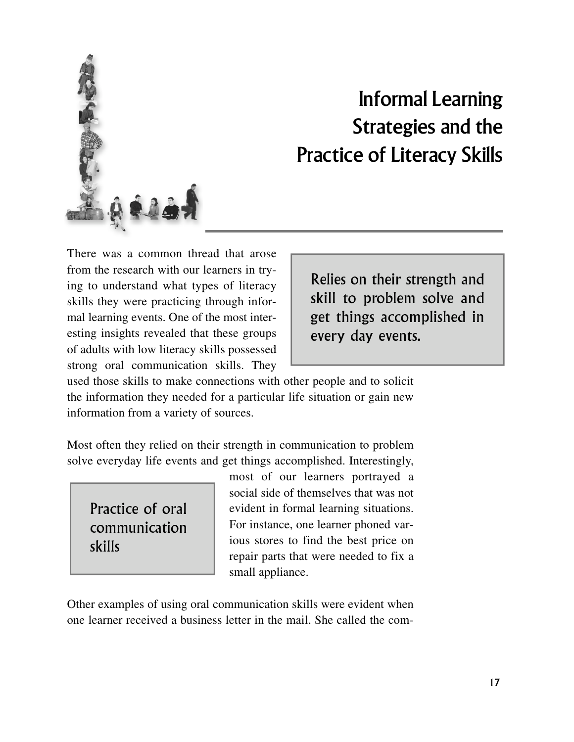# Informal Learning Strategies and the Practice of Literacy Skills

There was a common thread that arose from the research with our learners in trying to understand what types of literacy skills they were practicing through informal learning events. One of the most interesting insights revealed that these groups of adults with low literacy skills possessed strong oral communication skills. They used those skills to make connections with other people and to solicit the information they needed for a particular life situation or gain new information from a variety of sources.

> Relies on their strength and skill to problem solve and get things accomplished in every day events.

Most often they relied on their strength in communication to problem solve everyday life events and get things accomplished. Interestingly, most of our learners portrayed a social side of themselves that was not evident in formal learning situations. For instance, one learner phoned various stores to find the best price on repair parts that were needed to fix a small appliance.

> Practice of oral communication skills

Other examples of using oral communication skills were evident when one learner received a business letter in the mail. She called the com-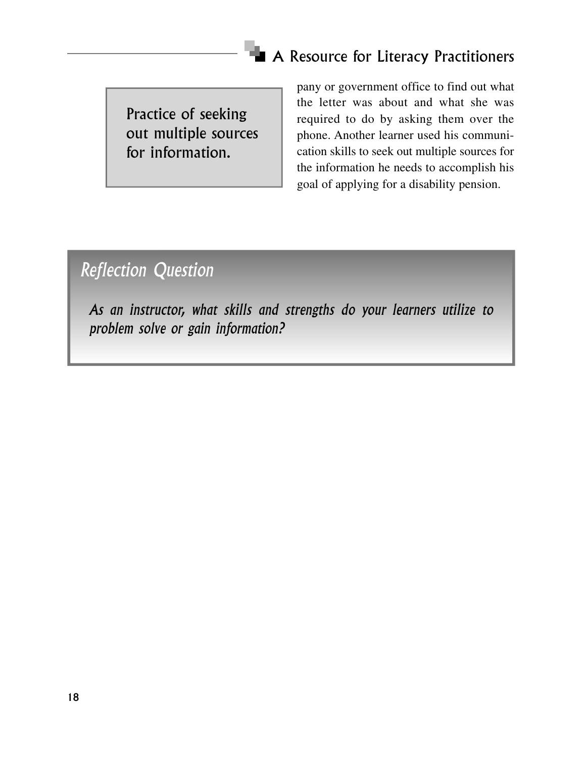> Practice of seeking out multiple sources for information.

pany or government office to find out what the letter was about and what she was required to do by asking them over the phone. Another learner used his communication skills to seek out multiple sources for the information he needs to accomplish his goal of applying for a disability pension.

## *Reflection Question*

***As an instructor, what skills and strengths do your learners utilize to problem solve or gain information?***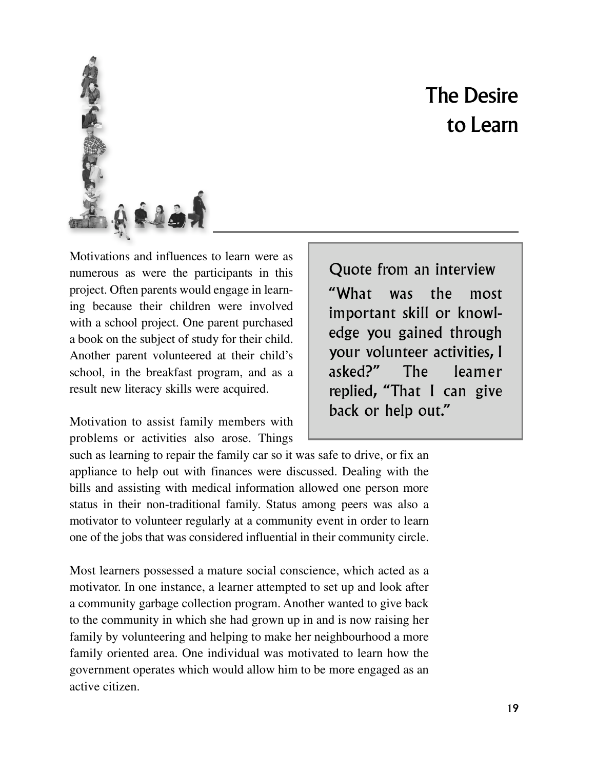# The Desire to Learn

Motivations and influences to learn were as numerous as were the participants in this project. Often parents would engage in learning because their children were involved with a school project. One parent purchased a book on the subject of study for their child. Another parent volunteered at their child's school, in the breakfast program, and as a result new literacy skills were acquired.

> Quote from an interview
>
> "What was the most important skill or knowledge you gained through your volunteer activities, I asked?" The learner replied, "That I can give back or help out."

Motivation to assist family members with problems or activities also arose. Things such as learning to repair the family car so it was safe to drive, or fix an appliance to help out with finances were discussed. Dealing with the bills and assisting with medical information allowed one person more status in their non-traditional family. Status among peers was also a motivator to volunteer regularly at a community event in order to learn one of the jobs that was considered influential in their community circle.

Most learners possessed a mature social conscience, which acted as a motivator. In one instance, a learner attempted to set up and look after a community garbage collection program. Another wanted to give back to the community in which she had grown up in and is now raising her family by volunteering and helping to make her neighbourhood a more family oriented area. One individual was motivated to learn how the government operates which would allow him to be more engaged as an active citizen.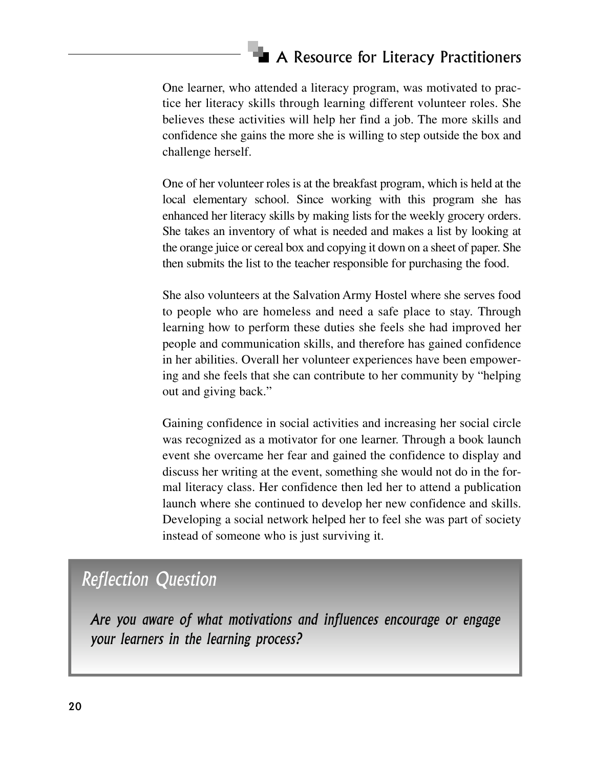One learner, who attended a literacy program, was motivated to practice her literacy skills through learning different volunteer roles. She believes these activities will help her find a job. The more skills and confidence she gains the more she is willing to step outside the box and challenge herself.

One of her volunteer roles is at the breakfast program, which is held at the local elementary school. Since working with this program she has enhanced her literacy skills by making lists for the weekly grocery orders. She takes an inventory of what is needed and makes a list by looking at the orange juice or cereal box and copying it down on a sheet of paper. She then submits the list to the teacher responsible for purchasing the food.

She also volunteers at the Salvation Army Hostel where she serves food to people who are homeless and need a safe place to stay. Through learning how to perform these duties she feels she had improved her people and communication skills, and therefore has gained confidence in her abilities. Overall her volunteer experiences have been empowering and she feels that she can contribute to her community by "helping out and giving back."

Gaining confidence in social activities and increasing her social circle was recognized as a motivator for one learner. Through a book launch event she overcame her fear and gained the confidence to display and discuss her writing at the event, something she would not do in the formal literacy class. Her confidence then led her to attend a publication launch where she continued to develop her new confidence and skills. Developing a social network helped her to feel she was part of society instead of someone who is just surviving it.

## *Reflection Question*

***Are you aware of what motivations and influences encourage or engage your learners in the learning process?***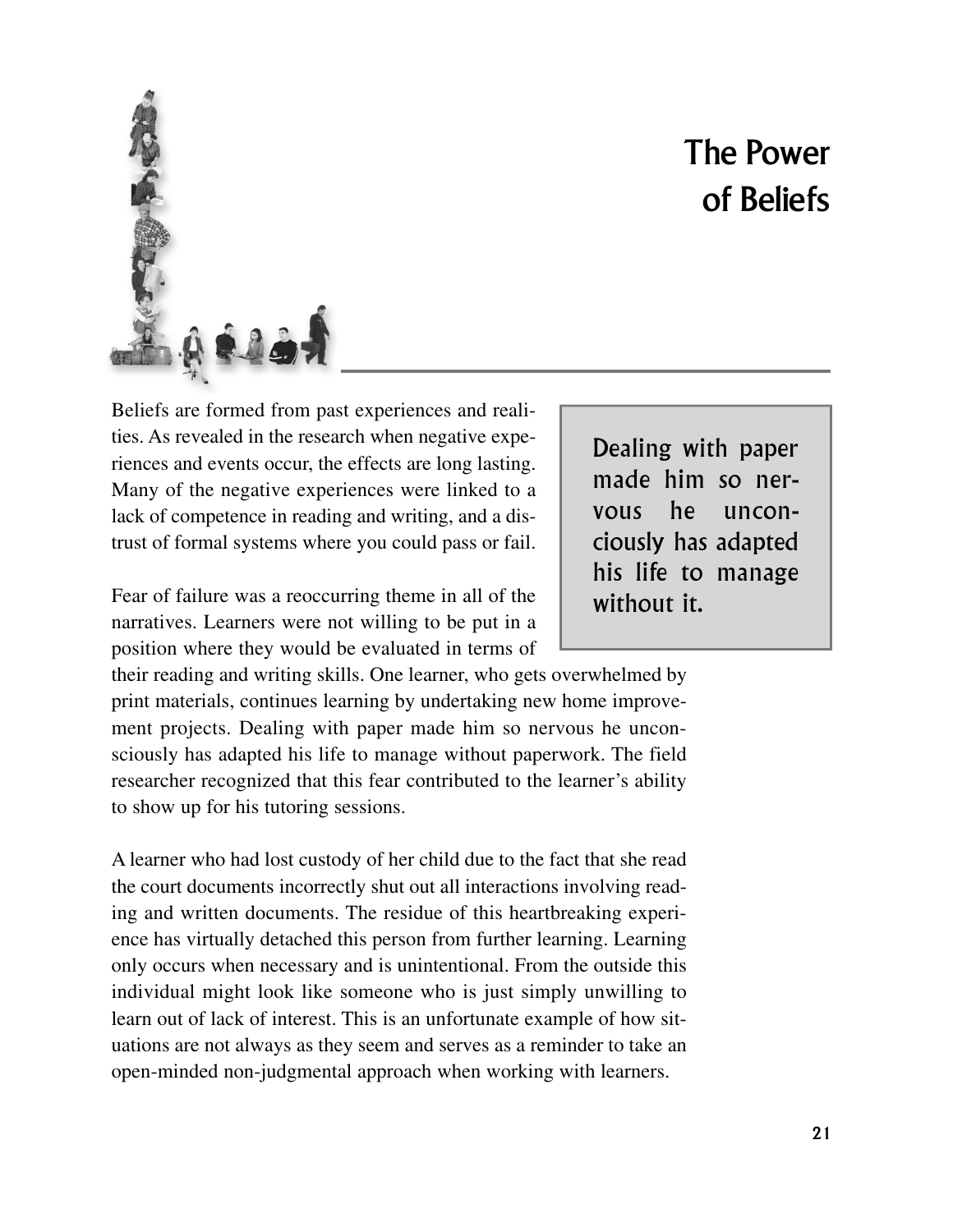# The Power of Beliefs

Beliefs are formed from past experiences and realities. As revealed in the research when negative experiences and events occur, the effects are long lasting. Many of the negative experiences were linked to a lack of competence in reading and writing, and a distrust of formal systems where you could pass or fail.

> Dealing with paper made him so nervous he unconsciously has adapted his life to manage without it.

Fear of failure was a reoccurring theme in all of the narratives. Learners were not willing to be put in a position where they would be evaluated in terms of their reading and writing skills. One learner, who gets overwhelmed by print materials, continues learning by undertaking new home improvement projects. Dealing with paper made him so nervous he unconsciously has adapted his life to manage without paperwork. The field researcher recognized that this fear contributed to the learner's ability to show up for his tutoring sessions.

A learner who had lost custody of her child due to the fact that she read the court documents incorrectly shut out all interactions involving reading and written documents. The residue of this heartbreaking experience has virtually detached this person from further learning. Learning only occurs when necessary and is unintentional. From the outside this individual might look like someone who is just simply unwilling to learn out of lack of interest. This is an unfortunate example of how situations are not always as they seem and serves as a reminder to take an open-minded non-judgmental approach when working with learners.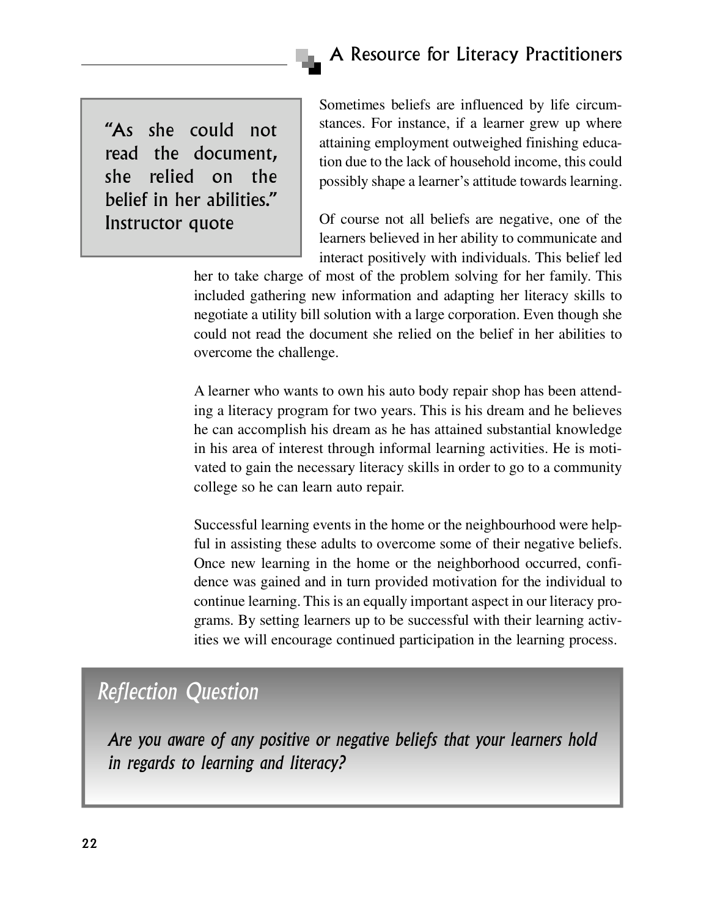> "As she could not read the document, she relied on the belief in her abilities."
> Instructor quote

Sometimes beliefs are influenced by life circumstances. For instance, if a learner grew up where attaining employment outweighed finishing education due to the lack of household income, this could possibly shape a learner's attitude towards learning.

Of course not all beliefs are negative, one of the learners believed in her ability to communicate and interact positively with individuals. This belief led her to take charge of most of the problem solving for her family. This included gathering new information and adapting her literacy skills to negotiate a utility bill solution with a large corporation. Even though she could not read the document she relied on the belief in her abilities to overcome the challenge.

A learner who wants to own his auto body repair shop has been attending a literacy program for two years. This is his dream and he believes he can accomplish his dream as he has attained substantial knowledge in his area of interest through informal learning activities. He is motivated to gain the necessary literacy skills in order to go to a community college so he can learn auto repair.

Successful learning events in the home or the neighbourhood were helpful in assisting these adults to overcome some of their negative beliefs. Once new learning in the home or the neighborhood occurred, confidence was gained and in turn provided motivation for the individual to continue learning. This is an equally important aspect in our literacy programs. By setting learners up to be successful with their learning activities we will encourage continued participation in the learning process.

## *Reflection Question*

*Are you aware of any positive or negative beliefs that your learners hold in regards to learning and literacy?*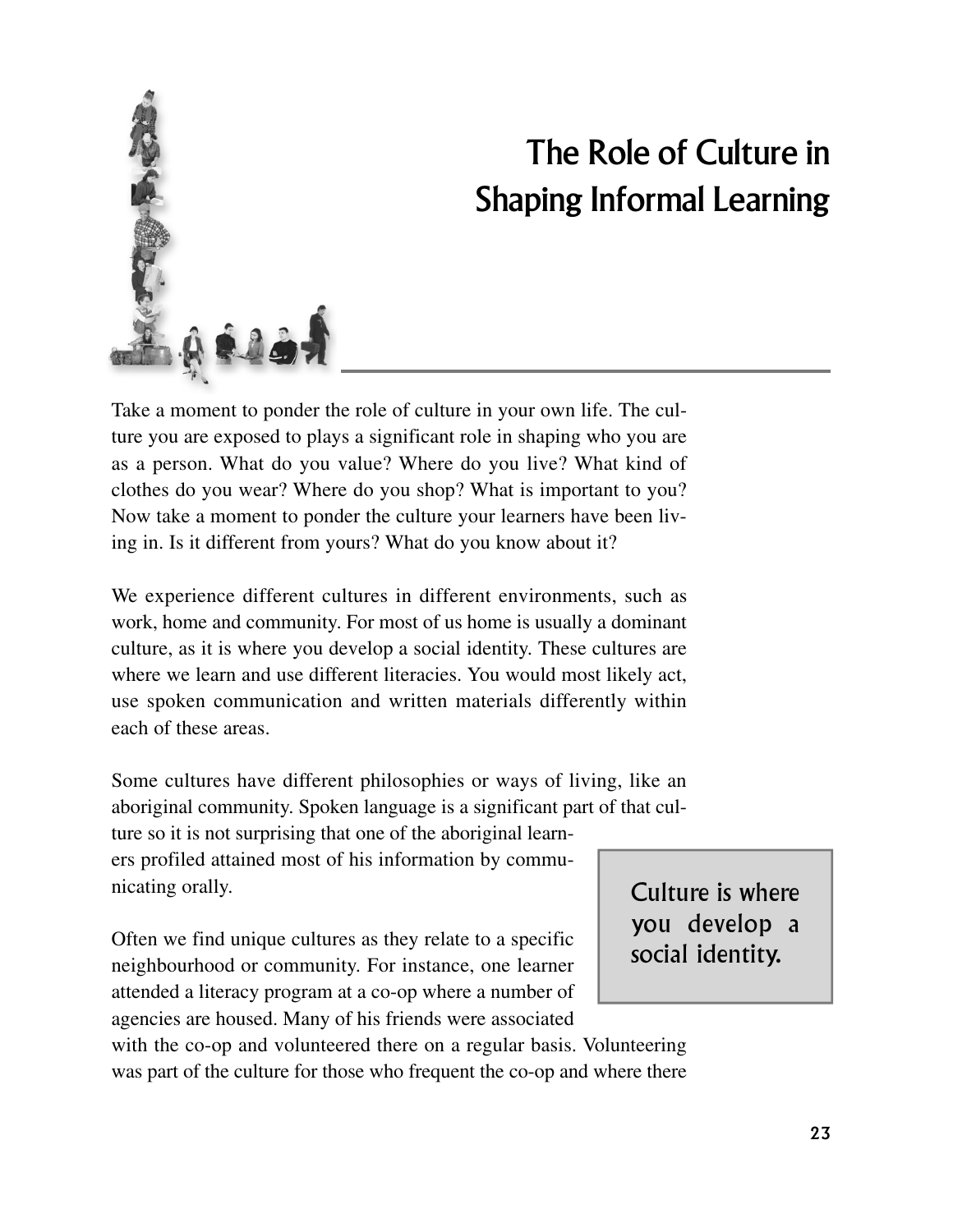# The Role of Culture in Shaping Informal Learning

Take a moment to ponder the role of culture in your own life. The culture you are exposed to plays a significant role in shaping who you are as a person. What do you value? Where do you live? What kind of clothes do you wear? Where do you shop? What is important to you? Now take a moment to ponder the culture your learners have been living in. Is it different from yours? What do you know about it?

We experience different cultures in different environments, such as work, home and community. For most of us home is usually a dominant culture, as it is where you develop a social identity. These cultures are where we learn and use different literacies. You would most likely act, use spoken communication and written materials differently within each of these areas.

Some cultures have different philosophies or ways of living, like an aboriginal community. Spoken language is a significant part of that culture so it is not surprising that one of the aboriginal learners profiled attained most of his information by communicating orally.

> Culture is where you develop a social identity.

Often we find unique cultures as they relate to a specific neighbourhood or community. For instance, one learner attended a literacy program at a co-op where a number of agencies are housed. Many of his friends were associated with the co-op and volunteered there on a regular basis. Volunteering was part of the culture for those who frequent the co-op and where there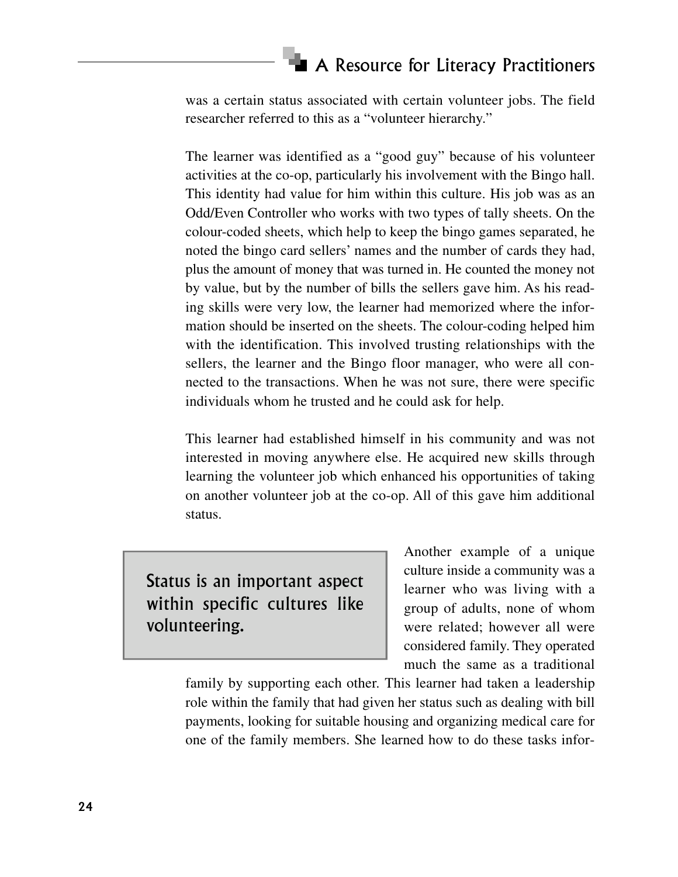was a certain status associated with certain volunteer jobs. The field researcher referred to this as a "volunteer hierarchy."

The learner was identified as a "good guy" because of his volunteer activities at the co-op, particularly his involvement with the Bingo hall. This identity had value for him within this culture. His job was as an Odd/Even Controller who works with two types of tally sheets. On the colour-coded sheets, which help to keep the bingo games separated, he noted the bingo card sellers' names and the number of cards they had, plus the amount of money that was turned in. He counted the money not by value, but by the number of bills the sellers gave him. As his reading skills were very low, the learner had memorized where the information should be inserted on the sheets. The colour-coding helped him with the identification. This involved trusting relationships with the sellers, the learner and the Bingo floor manager, who were all connected to the transactions. When he was not sure, there were specific individuals whom he trusted and he could ask for help.

This learner had established himself in his community and was not interested in moving anywhere else. He acquired new skills through learning the volunteer job which enhanced his opportunities of taking on another volunteer job at the co-op. All of this gave him additional status.

> **Status is an important aspect within specific cultures like volunteering.**

Another example of a unique culture inside a community was a learner who was living with a group of adults, none of whom were related; however all were considered family. They operated much the same as a traditional family by supporting each other. This learner had taken a leadership role within the family that had given her status such as dealing with bill payments, looking for suitable housing and organizing medical care for one of the family members. She learned how to do these tasks infor-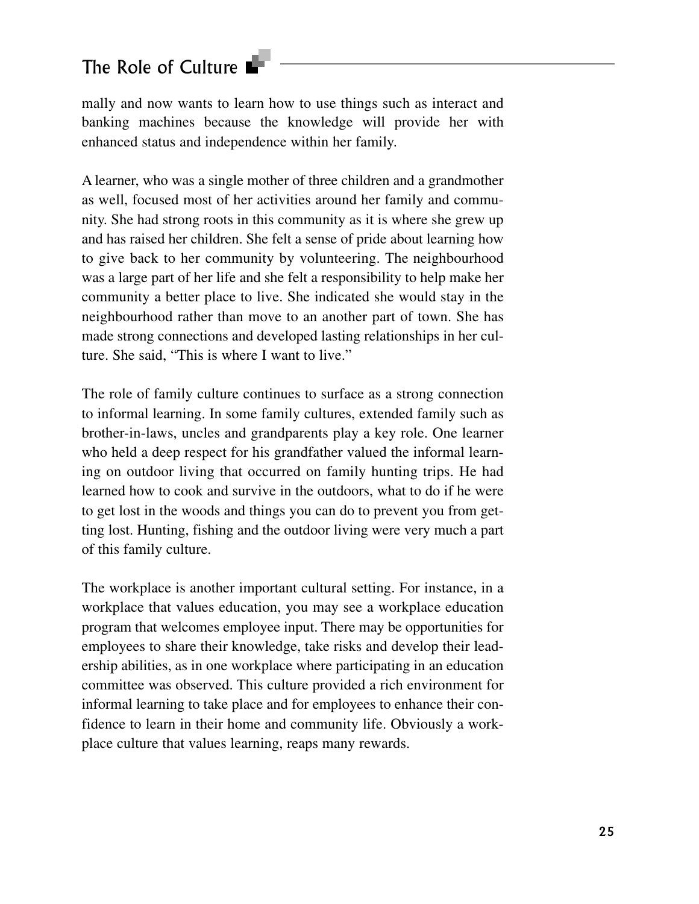mally and now wants to learn how to use things such as interact and banking machines because the knowledge will provide her with enhanced status and independence within her family.

A learner, who was a single mother of three children and a grandmother as well, focused most of her activities around her family and community. She had strong roots in this community as it is where she grew up and has raised her children. She felt a sense of pride about learning how to give back to her community by volunteering. The neighbourhood was a large part of her life and she felt a responsibility to help make her community a better place to live. She indicated she would stay in the neighbourhood rather than move to an another part of town. She has made strong connections and developed lasting relationships in her culture. She said, "This is where I want to live."

The role of family culture continues to surface as a strong connection to informal learning. In some family cultures, extended family such as brother-in-laws, uncles and grandparents play a key role. One learner who held a deep respect for his grandfather valued the informal learning on outdoor living that occurred on family hunting trips. He had learned how to cook and survive in the outdoors, what to do if he were to get lost in the woods and things you can do to prevent you from getting lost. Hunting, fishing and the outdoor living were very much a part of this family culture.

The workplace is another important cultural setting. For instance, in a workplace that values education, you may see a workplace education program that welcomes employee input. There may be opportunities for employees to share their knowledge, take risks and develop their leadership abilities, as in one workplace where participating in an education committee was observed. This culture provided a rich environment for informal learning to take place and for employees to enhance their confidence to learn in their home and community life. Obviously a workplace culture that values learning, reaps many rewards.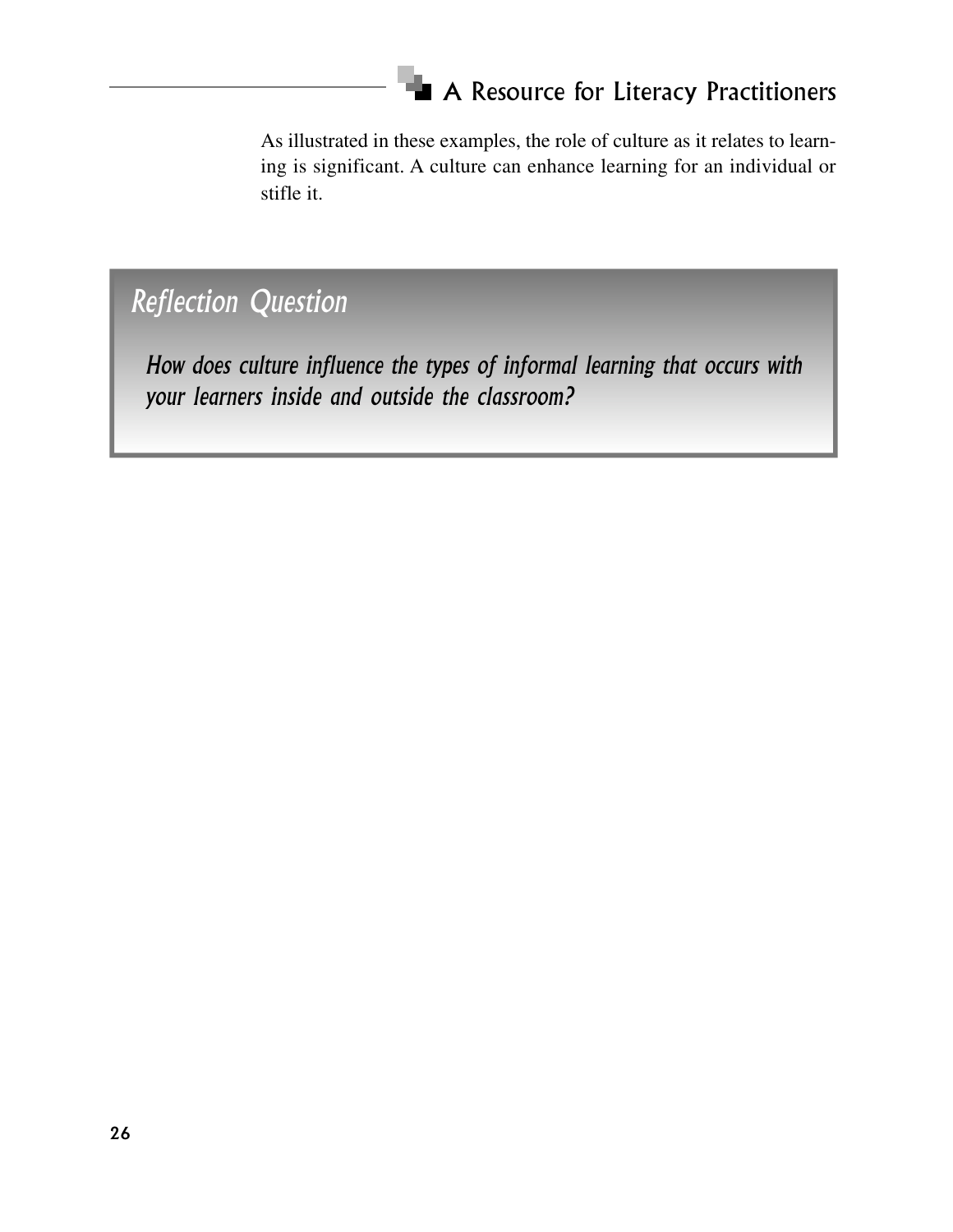As illustrated in these examples, the role of culture as it relates to learning is significant. A culture can enhance learning for an individual or stifle it.

## *Reflection Question*

***How does culture influence the types of informal learning that occurs with your learners inside and outside the classroom?***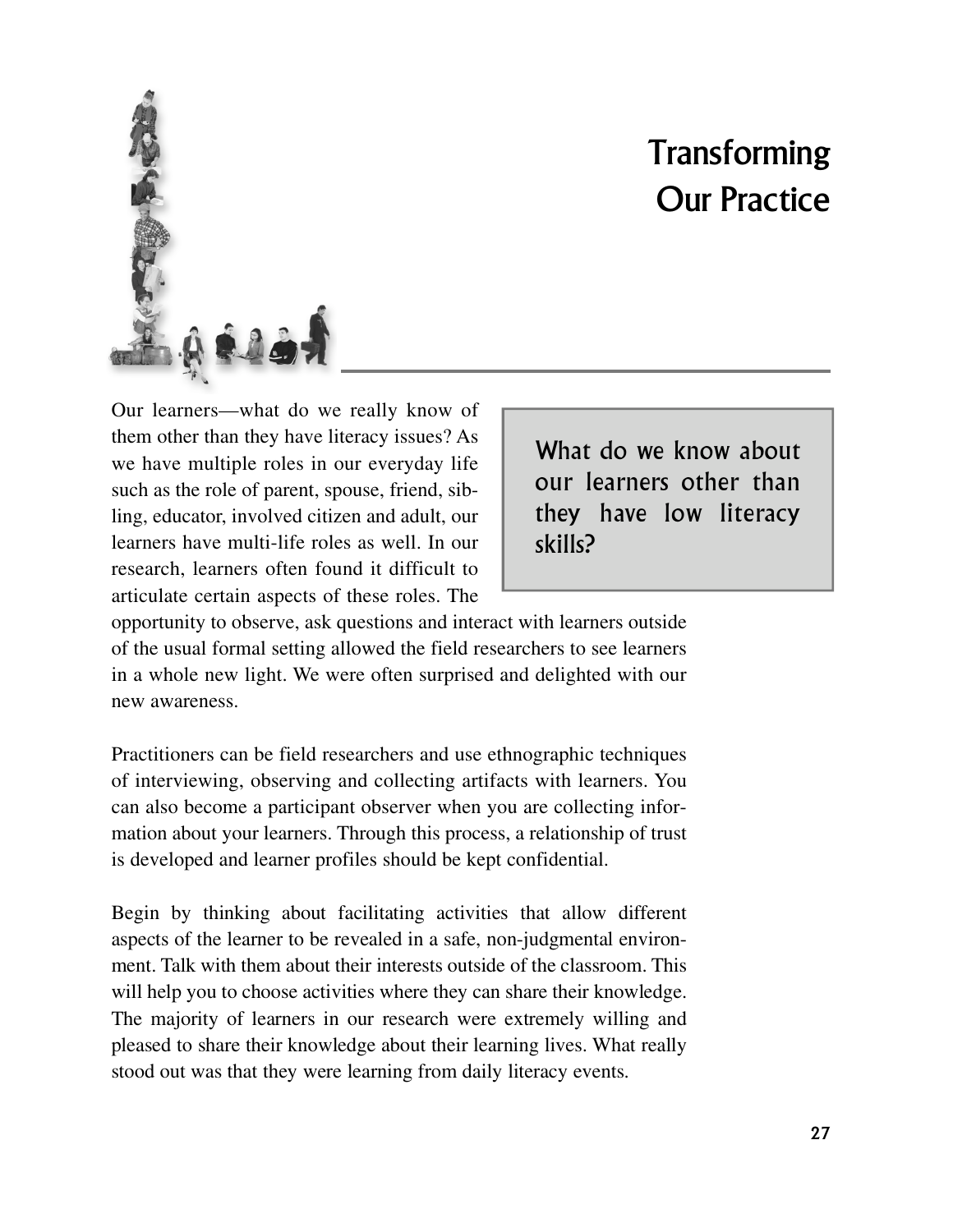# Transforming Our Practice

Our learners—what do we really know of them other than they have literacy issues? As we have multiple roles in our everyday life such as the role of parent, spouse, friend, sibling, educator, involved citizen and adult, our learners have multi-life roles as well. In our research, learners often found it difficult to articulate certain aspects of these roles. The opportunity to observe, ask questions and interact with learners outside of the usual formal setting allowed the field researchers to see learners in a whole new light. We were often surprised and delighted with our new awareness.

> What do we know about our learners other than they have low literacy skills?

Practitioners can be field researchers and use ethnographic techniques of interviewing, observing and collecting artifacts with learners. You can also become a participant observer when you are collecting information about your learners. Through this process, a relationship of trust is developed and learner profiles should be kept confidential.

Begin by thinking about facilitating activities that allow different aspects of the learner to be revealed in a safe, non-judgmental environment. Talk with them about their interests outside of the classroom. This will help you to choose activities where they can share their knowledge. The majority of learners in our research were extremely willing and pleased to share their knowledge about their learning lives. What really stood out was that they were learning from daily literacy events.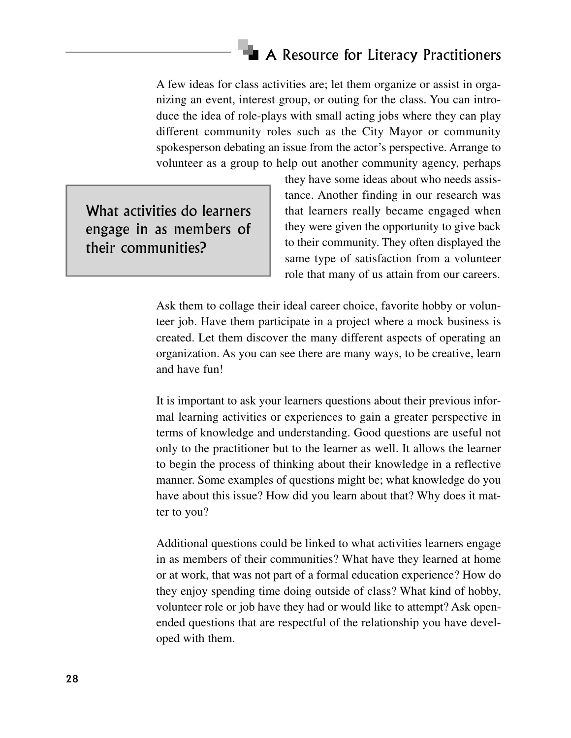A few ideas for class activities are; let them organize or assist in organizing an event, interest group, or outing for the class. You can introduce the idea of role-plays with small acting jobs where they can play different community roles such as the City Mayor or community spokesperson debating an issue from the actor's perspective. Arrange to volunteer as a group to help out another community agency, perhaps they have some ideas about who needs assistance. Another finding in our research was that learners really became engaged when they were given the opportunity to give back to their community. They often displayed the same type of satisfaction from a volunteer role that many of us attain from our careers.

> What activities do learners engage in as members of their communities?

Ask them to collage their ideal career choice, favorite hobby or volunteer job. Have them participate in a project where a mock business is created. Let them discover the many different aspects of operating an organization. As you can see there are many ways, to be creative, learn and have fun!

It is important to ask your learners questions about their previous informal learning activities or experiences to gain a greater perspective in terms of knowledge and understanding. Good questions are useful not only to the practitioner but to the learner as well. It allows the learner to begin the process of thinking about their knowledge in a reflective manner. Some examples of questions might be; what knowledge do you have about this issue? How did you learn about that? Why does it matter to you?

Additional questions could be linked to what activities learners engage in as members of their communities? What have they learned at home or at work, that was not part of a formal education experience? How do they enjoy spending time doing outside of class? What kind of hobby, volunteer role or job have they had or would like to attempt? Ask open-ended questions that are respectful of the relationship you have developed with them.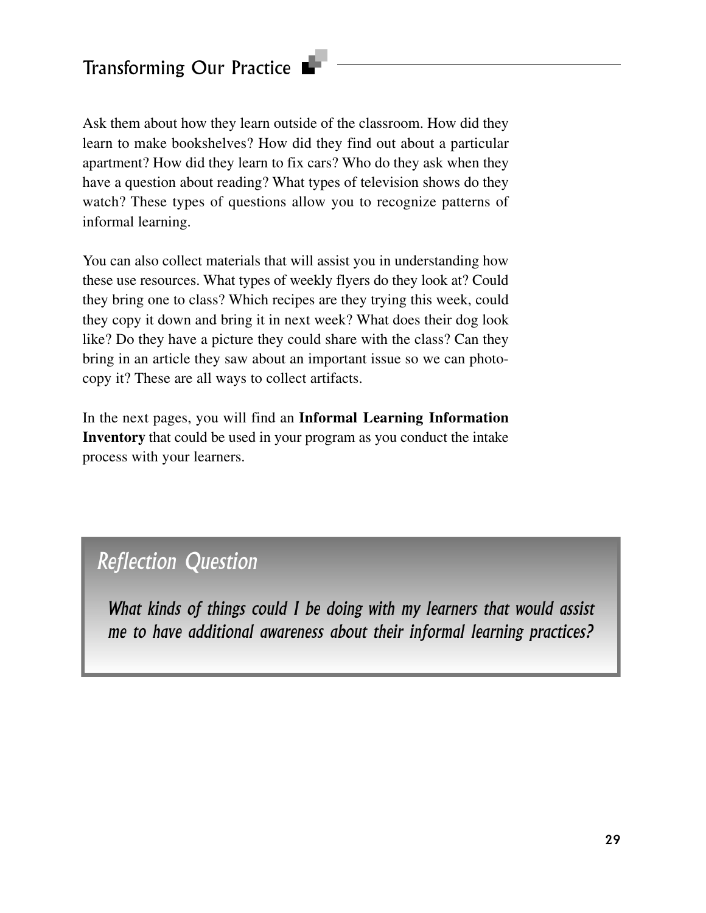Ask them about how they learn outside of the classroom. How did they learn to make bookshelves? How did they find out about a particular apartment? How did they learn to fix cars? Who do they ask when they have a question about reading? What types of television shows do they watch? These types of questions allow you to recognize patterns of informal learning.

You can also collect materials that will assist you in understanding how these use resources. What types of weekly flyers do they look at? Could they bring one to class? Which recipes are they trying this week, could they copy it down and bring it in next week? What does their dog look like? Do they have a picture they could share with the class? Can they bring in an article they saw about an important issue so we can photocopy it? These are all ways to collect artifacts.

In the next pages, you will find an **Informal Learning Information Inventory** that could be used in your program as you conduct the intake process with your learners.

## *Reflection Question*

*What kinds of things could I be doing with my learners that would assist me to have additional awareness about their informal learning practices?*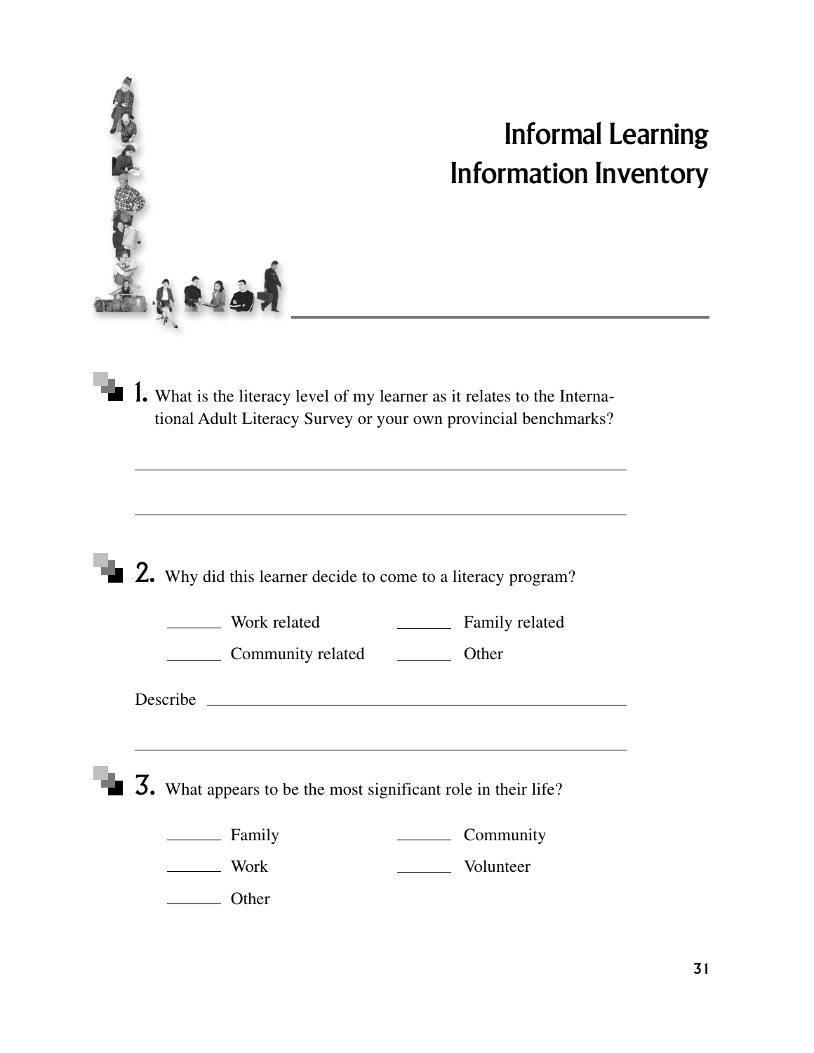# Informal Learning Information Inventory

**1.** What is the literacy level of my learner as it relates to the International Adult Literacy Survey or your own provincial benchmarks?

\_\_\_\_\_\_\_\_\_\_\_\_\_\_\_\_\_\_\_\_\_\_\_\_\_\_\_\_\_\_\_\_\_\_\_\_\_\_\_\_\_\_\_\_\_\_\_\_\_\_\_\_

\_\_\_\_\_\_\_\_\_\_\_\_\_\_\_\_\_\_\_\_\_\_\_\_\_\_\_\_\_\_\_\_\_\_\_\_\_\_\_\_\_\_\_\_\_\_\_\_\_\_\_\_

**2.** Why did this learner decide to come to a literacy program?

\_\_\_\_\_\_ Work related        \_\_\_\_\_\_ Family related

\_\_\_\_\_\_ Community related        \_\_\_\_\_\_ Other

Describe \_\_\_\_\_\_\_\_\_\_\_\_\_\_\_\_\_\_\_\_\_\_\_\_\_\_\_\_\_\_\_\_\_\_\_\_\_\_\_\_\_\_\_\_

\_\_\_\_\_\_\_\_\_\_\_\_\_\_\_\_\_\_\_\_\_\_\_\_\_\_\_\_\_\_\_\_\_\_\_\_\_\_\_\_\_\_\_\_\_\_\_\_\_\_\_\_

**3.** What appears to be the most significant role in their life?

\_\_\_\_\_\_ Family        \_\_\_\_\_\_ Community

\_\_\_\_\_\_ Work        \_\_\_\_\_\_ Volunteer

\_\_\_\_\_\_ Other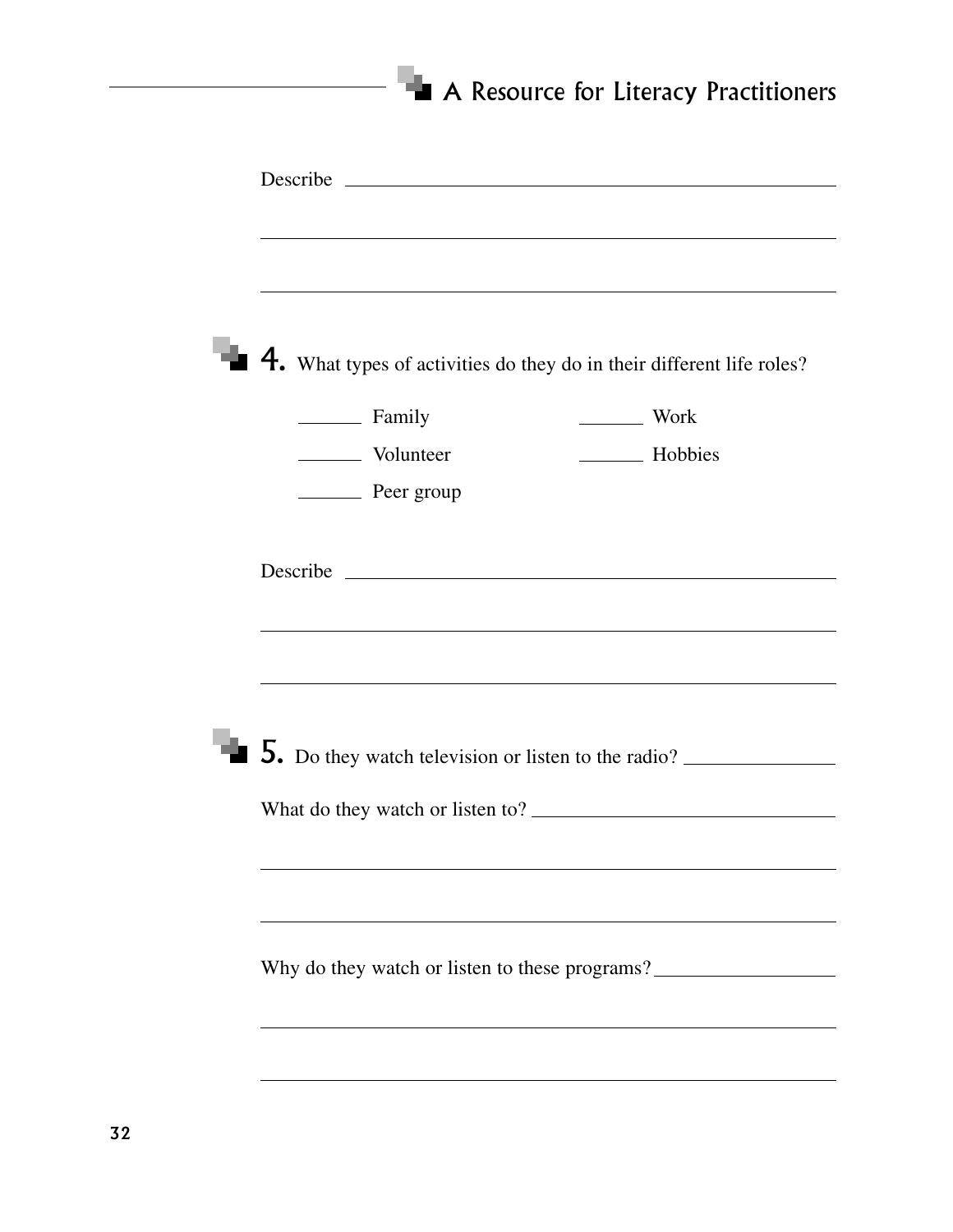Describe ______________________________________________

______________________________________________

______________________________________________

**4.** What types of activities do they do in their different life roles?

_______ Family　　　　_______ Work

_______ Volunteer　　　_______ Hobbies

_______ Peer group

Describe ______________________________________________

______________________________________________

______________________________________________

**5.** Do they watch television or listen to the radio? ______________

What do they watch or listen to? ______________________________

______________________________________________

______________________________________________

Why do they watch or listen to these programs? ________________

______________________________________________

______________________________________________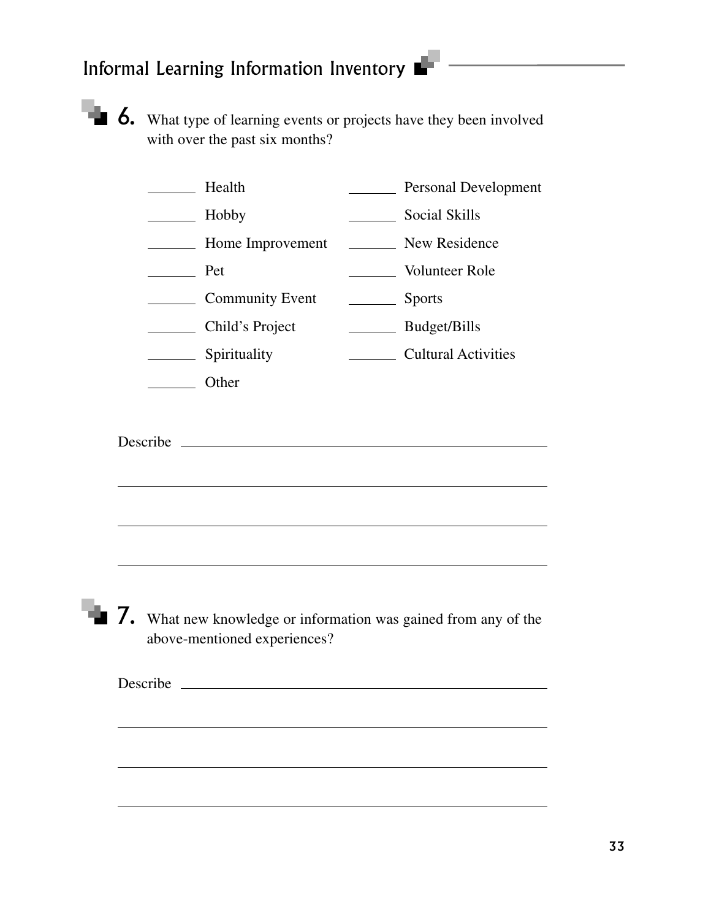## 6. What type of learning events or projects have they been involved with over the past six months?

| | | | |
|---|---|---|---|
| _______ | Health | _______ | Personal Development |
| _______ | Hobby | _______ | Social Skills |
| _______ | Home Improvement | _______ | New Residence |
| _______ | Pet | _______ | Volunteer Role |
| _______ | Community Event | _______ | Sports |
| _______ | Child's Project | _______ | Budget/Bills |
| _______ | Spirituality | _______ | Cultural Activities |
| _______ | Other | | |

Describe ____________________________________________

____________________________________________________

____________________________________________________

____________________________________________________

## 7. What new knowledge or information was gained from any of the above-mentioned experiences?

Describe ____________________________________________

____________________________________________________

____________________________________________________

____________________________________________________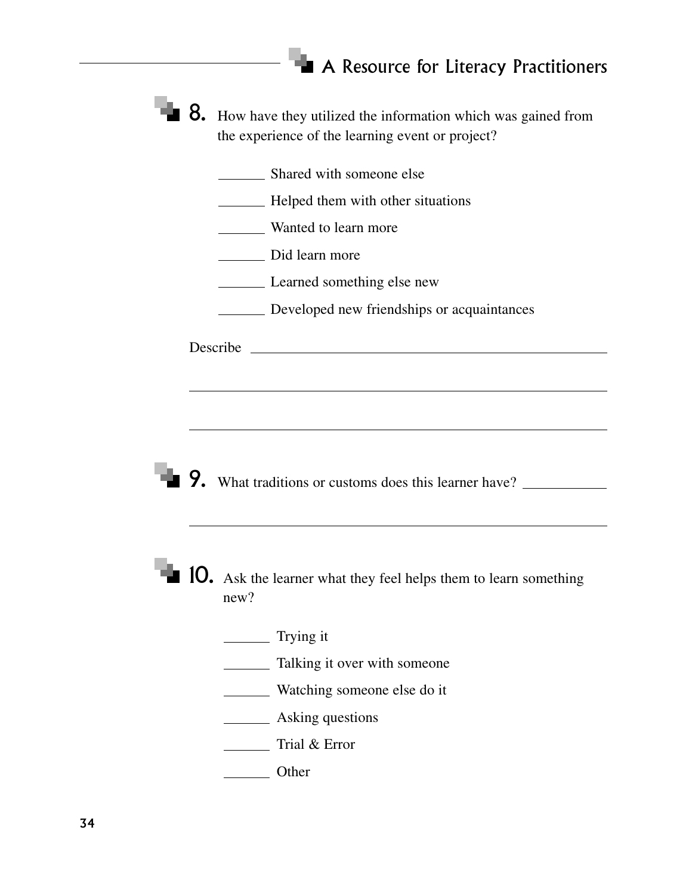8. How have they utilized the information which was gained from the experience of the learning event or project?

_______ Shared with someone else

_______ Helped them with other situations

_______ Wanted to learn more

_______ Did learn more

_______ Learned something else new

_______ Developed new friendships or acquaintances

Describe ___________________________________________________

____________________________________________________________

____________________________________________________________

9. What traditions or customs does this learner have? ___________

____________________________________________________________

10. Ask the learner what they feel helps them to learn something new?

_______ Trying it

_______ Talking it over with someone

_______ Watching someone else do it

_______ Asking questions

_______ Trial & Error

_______ Other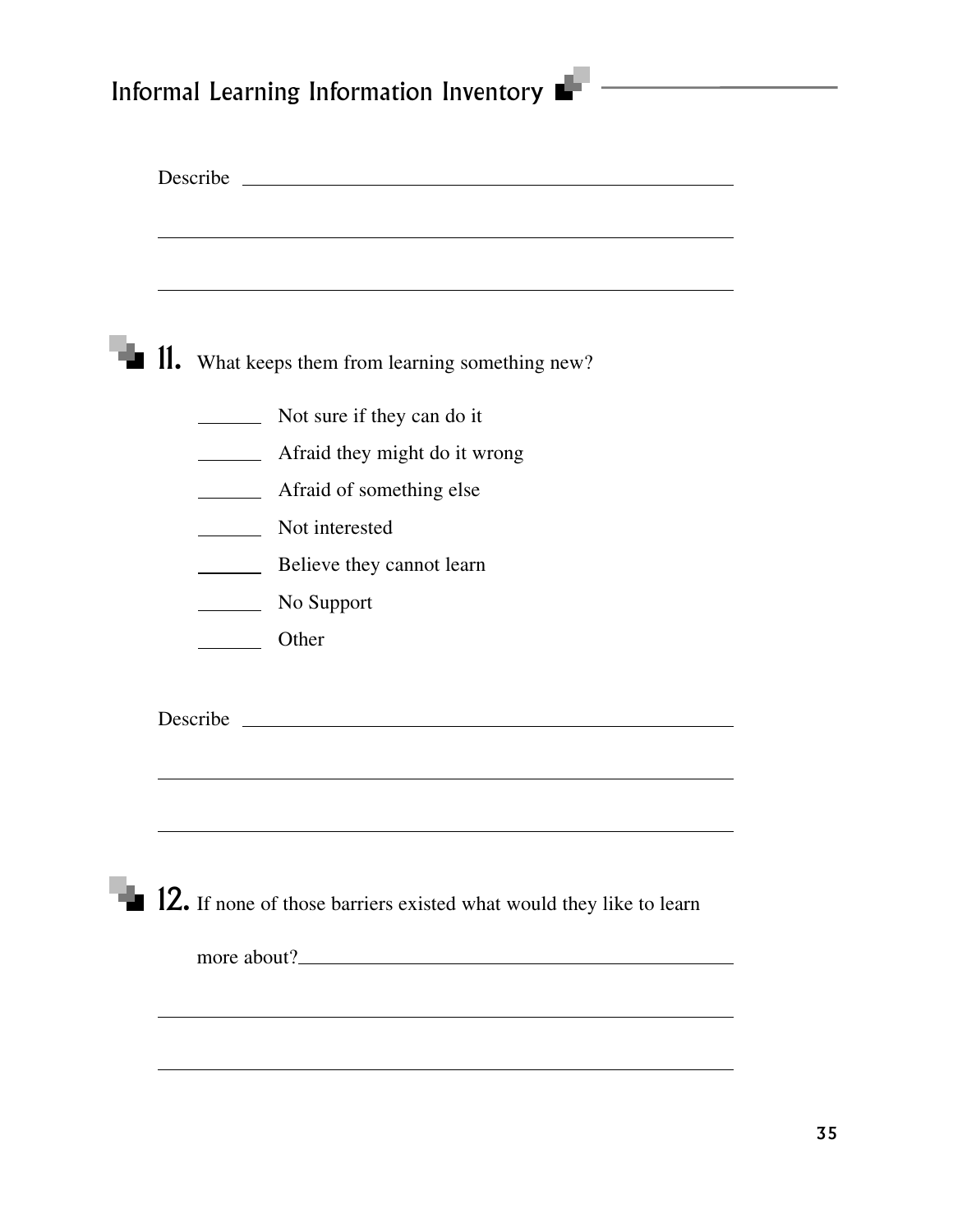Describe ____________________________________________

____________________________________________________

____________________________________________________

**11.** What keeps them from learning something new?

- _______ Not sure if they can do it
- _______ Afraid they might do it wrong
- _______ Afraid of something else
- _______ Not interested
- _______ Believe they cannot learn
- _______ No Support
- _______ Other

Describe ____________________________________________

____________________________________________________

____________________________________________________

**12.** If none of those barriers existed what would they like to learn more about? ____________________________________________

____________________________________________________

____________________________________________________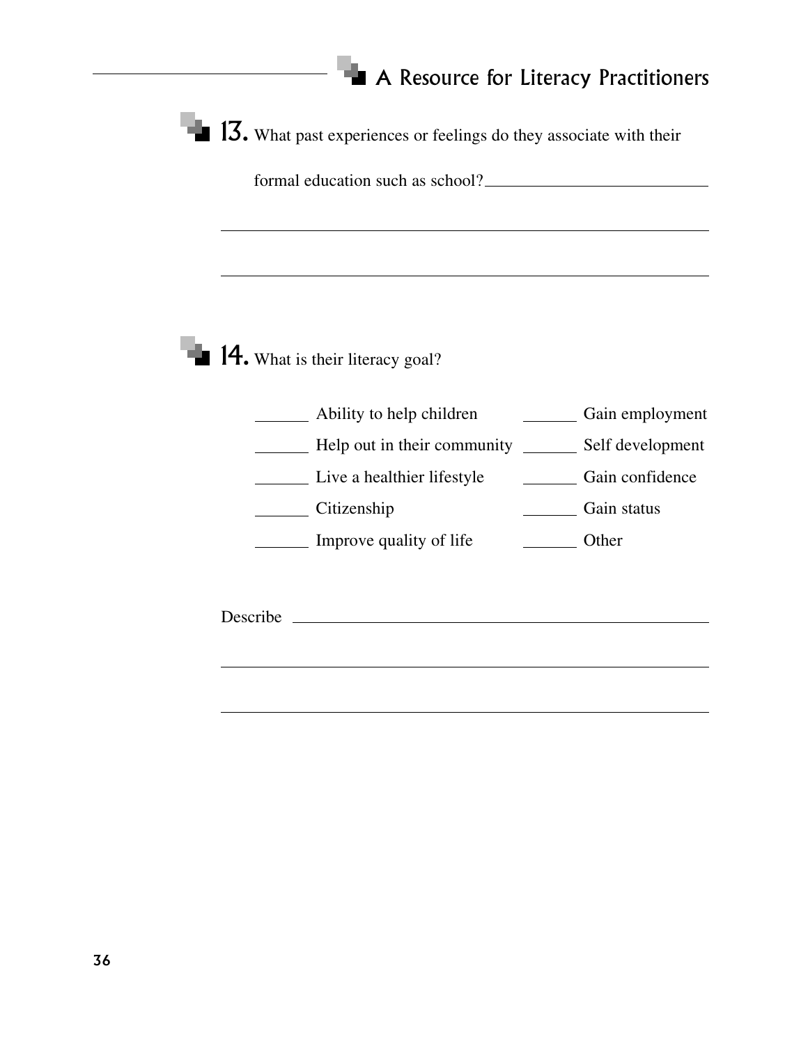**13.** What past experiences or feelings do they associate with their formal education such as school? ____________________________

______________________________________________________________

______________________________________________________________

**14.** What is their literacy goal?

| | |
|---|---|
| ______ Ability to help children | ______ Gain employment |
| ______ Help out in their community | ______ Self development |
| ______ Live a healthier lifestyle | ______ Gain confidence |
| ______ Citizenship | ______ Gain status |
| ______ Improve quality of life | ______ Other |

Describe ______________________________________________________

______________________________________________________________

______________________________________________________________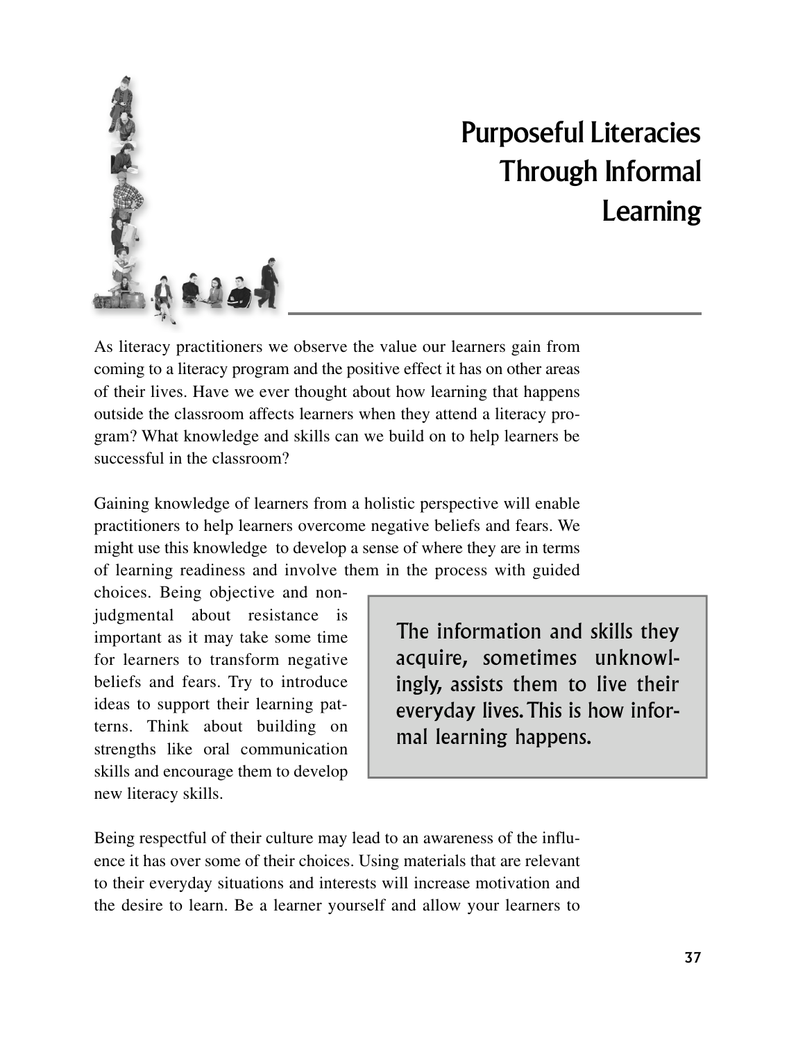# Purposeful Literacies Through Informal Learning

As literacy practitioners we observe the value our learners gain from coming to a literacy program and the positive effect it has on other areas of their lives. Have we ever thought about how learning that happens outside the classroom affects learners when they attend a literacy program? What knowledge and skills can we build on to help learners be successful in the classroom?

Gaining knowledge of learners from a holistic perspective will enable practitioners to help learners overcome negative beliefs and fears. We might use this knowledge to develop a sense of where they are in terms of learning readiness and involve them in the process with guided choices. Being objective and non-judgmental about resistance is important as it may take some time for learners to transform negative beliefs and fears. Try to introduce ideas to support their learning patterns. Think about building on strengths like oral communication skills and encourage them to develop new literacy skills.

> The information and skills they acquire, sometimes unknowingly, assists them to live their everyday lives. This is how informal learning happens.

Being respectful of their culture may lead to an awareness of the influence it has over some of their choices. Using materials that are relevant to their everyday situations and interests will increase motivation and the desire to learn. Be a learner yourself and allow your learners to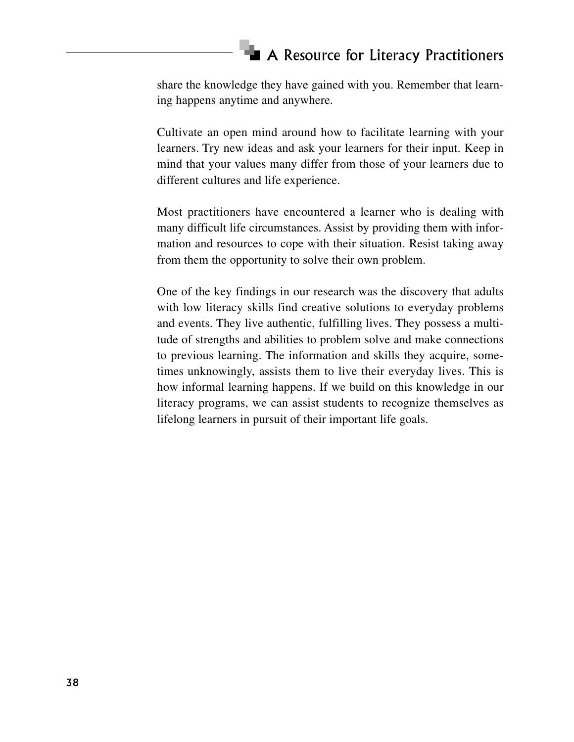share the knowledge they have gained with you. Remember that learning happens anytime and anywhere.

Cultivate an open mind around how to facilitate learning with your learners. Try new ideas and ask your learners for their input. Keep in mind that your values many differ from those of your learners due to different cultures and life experience.

Most practitioners have encountered a learner who is dealing with many difficult life circumstances. Assist by providing them with information and resources to cope with their situation. Resist taking away from them the opportunity to solve their own problem.

One of the key findings in our research was the discovery that adults with low literacy skills find creative solutions to everyday problems and events. They live authentic, fulfilling lives. They possess a multitude of strengths and abilities to problem solve and make connections to previous learning. The information and skills they acquire, sometimes unknowingly, assists them to live their everyday lives. This is how informal learning happens. If we build on this knowledge in our literacy programs, we can assist students to recognize themselves as lifelong learners in pursuit of their important life goals.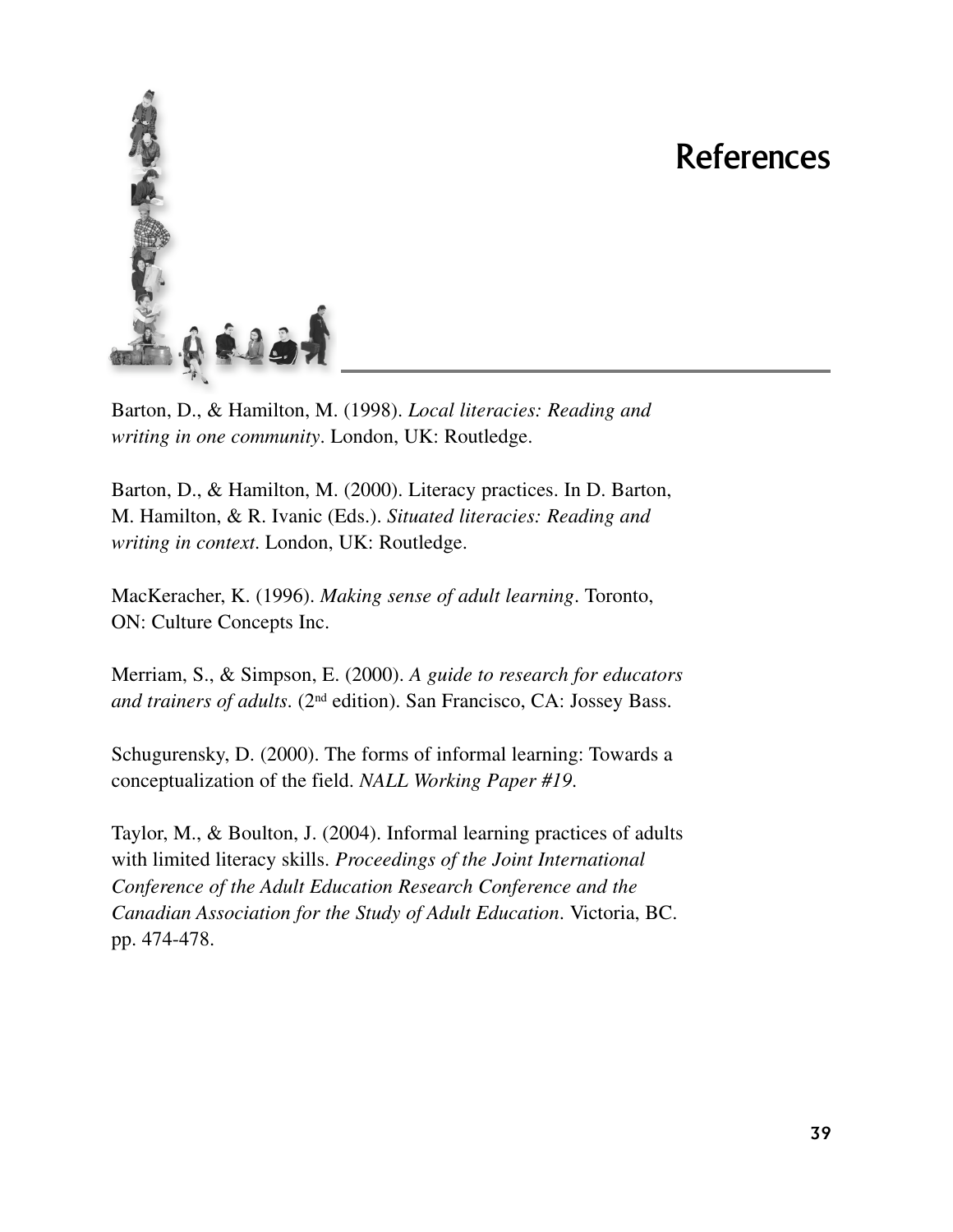# References

Barton, D., & Hamilton, M. (1998). *Local literacies: Reading and writing in one community*. London, UK: Routledge.

Barton, D., & Hamilton, M. (2000). Literacy practices. In D. Barton, M. Hamilton, & R. Ivanic (Eds.). *Situated literacies: Reading and writing in context*. London, UK: Routledge.

MacKeracher, K. (1996). *Making sense of adult learning*. Toronto, ON: Culture Concepts Inc.

Merriam, S., & Simpson, E. (2000). *A guide to research for educators and trainers of adults*. (2nd edition). San Francisco, CA: Jossey Bass.

Schugurensky, D. (2000). The forms of informal learning: Towards a conceptualization of the field. *NALL Working Paper #19*.

Taylor, M., & Boulton, J. (2004). Informal learning practices of adults with limited literacy skills. *Proceedings of the Joint International Conference of the Adult Education Research Conference and the Canadian Association for the Study of Adult Education*. Victoria, BC. pp. 474-478.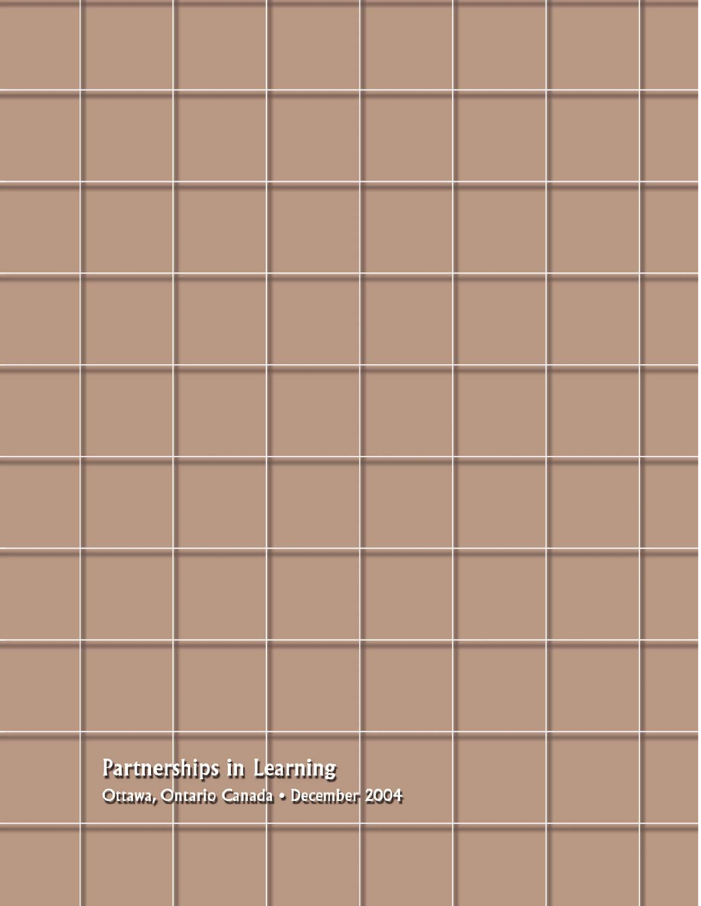**Partnerships in Learning**

**Ottawa, Ontario Canada • December 2004**